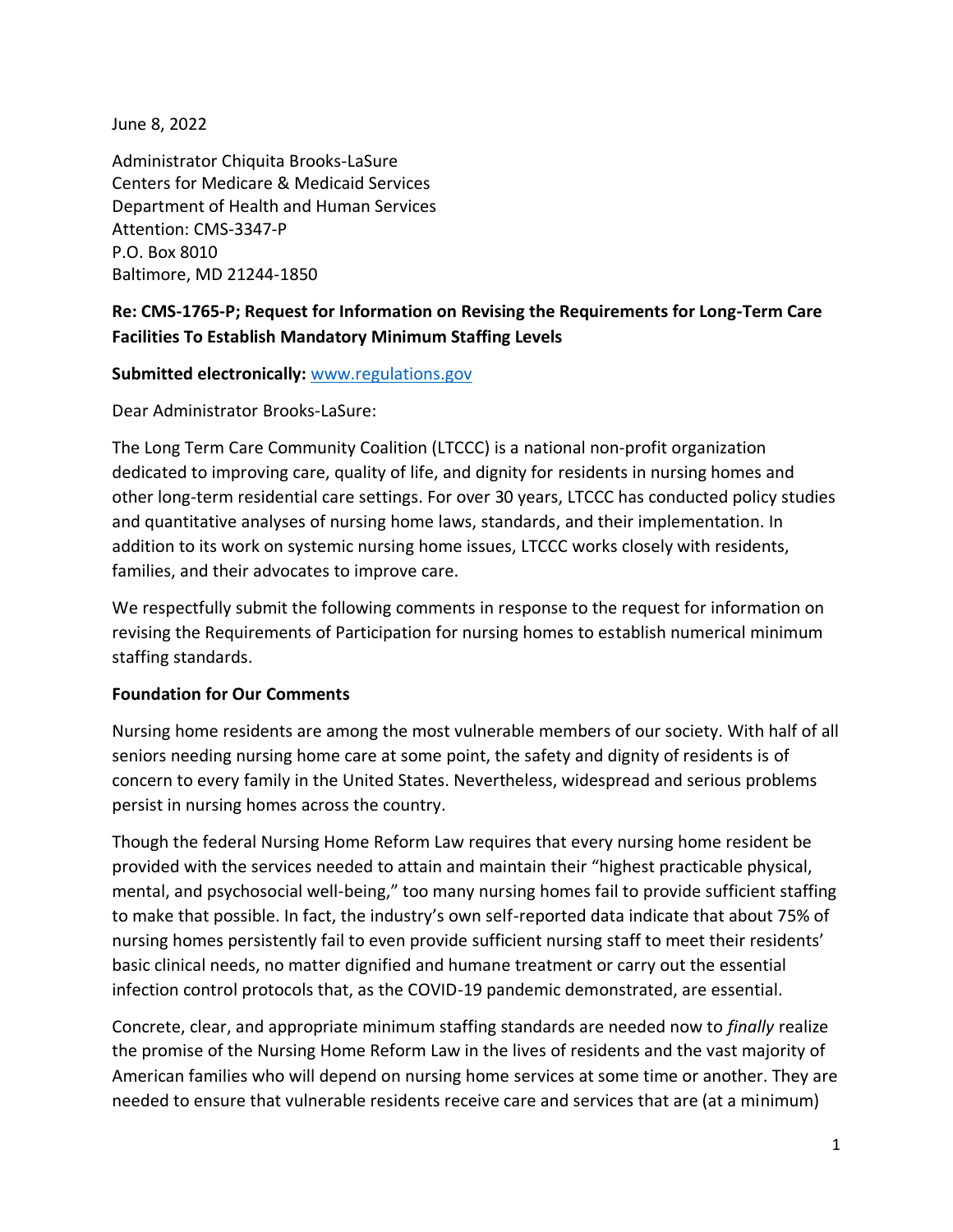June 8, 2022

Administrator Chiquita Brooks-LaSure
Centers for Medicare & Medicaid Services
Department of Health and Human Services
Attention: CMS-3347-P
P.O. Box 8010
Baltimore, MD 21244-1850

**Re: CMS-1765-P; Request for Information on Revising the Requirements for Long-Term Care Facilities To Establish Mandatory Minimum Staffing Levels**

**Submitted electronically:** [www.regulations.gov](http://www.regulations.gov)

Dear Administrator Brooks-LaSure:

The Long Term Care Community Coalition (LTCCC) is a national non-profit organization dedicated to improving care, quality of life, and dignity for residents in nursing homes and other long-term residential care settings. For over 30 years, LTCCC has conducted policy studies and quantitative analyses of nursing home laws, standards, and their implementation. In addition to its work on systemic nursing home issues, LTCCC works closely with residents, families, and their advocates to improve care.

We respectfully submit the following comments in response to the request for information on revising the Requirements of Participation for nursing homes to establish numerical minimum staffing standards.

**Foundation for Our Comments**

Nursing home residents are among the most vulnerable members of our society. With half of all seniors needing nursing home care at some point, the safety and dignity of residents is of concern to every family in the United States. Nevertheless, widespread and serious problems persist in nursing homes across the country.

Though the federal Nursing Home Reform Law requires that every nursing home resident be provided with the services needed to attain and maintain their "highest practicable physical, mental, and psychosocial well-being," too many nursing homes fail to provide sufficient staffing to make that possible. In fact, the industry's own self-reported data indicate that about 75% of nursing homes persistently fail to even provide sufficient nursing staff to meet their residents' basic clinical needs, no matter dignified and humane treatment or carry out the essential infection control protocols that, as the COVID-19 pandemic demonstrated, are essential.

Concrete, clear, and appropriate minimum staffing standards are needed now to *finally* realize the promise of the Nursing Home Reform Law in the lives of residents and the vast majority of American families who will depend on nursing home services at some time or another. They are needed to ensure that vulnerable residents receive care and services that are (at a minimum)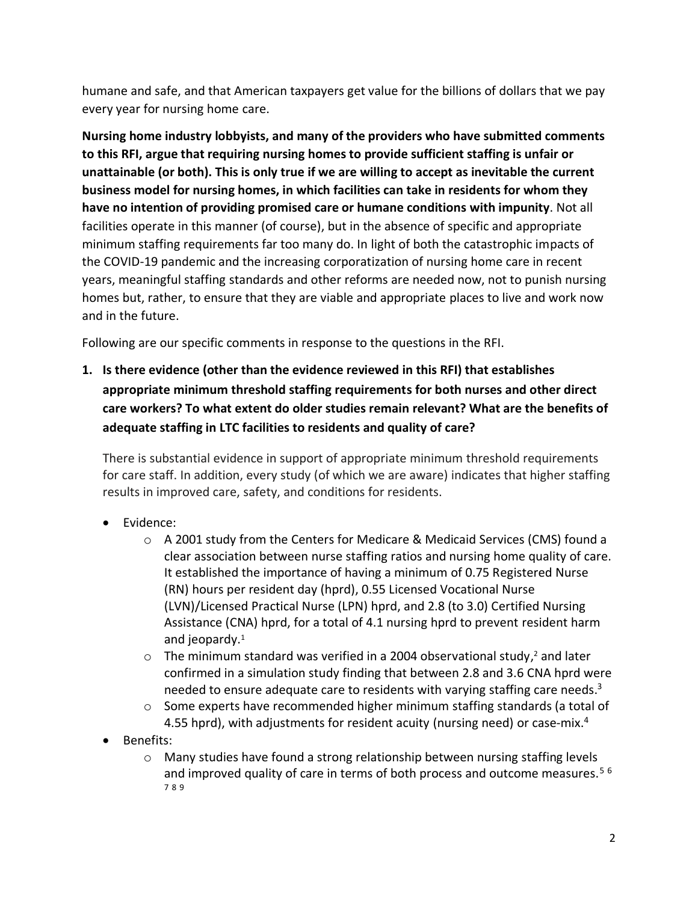humane and safe, and that American taxpayers get value for the billions of dollars that we pay every year for nursing home care.

**Nursing home industry lobbyists, and many of the providers who have submitted comments to this RFI, argue that requiring nursing homes to provide sufficient staffing is unfair or unattainable (or both). This is only true if we are willing to accept as inevitable the current business model for nursing homes, in which facilities can take in residents for whom they have no intention of providing promised care or humane conditions with impunity**. Not all facilities operate in this manner (of course), but in the absence of specific and appropriate minimum staffing requirements far too many do. In light of both the catastrophic impacts of the COVID-19 pandemic and the increasing corporatization of nursing home care in recent years, meaningful staffing standards and other reforms are needed now, not to punish nursing homes but, rather, to ensure that they are viable and appropriate places to live and work now and in the future.

Following are our specific comments in response to the questions in the RFI.

1. **Is there evidence (other than the evidence reviewed in this RFI) that establishes appropriate minimum threshold staffing requirements for both nurses and other direct care workers? To what extent do older studies remain relevant? What are the benefits of adequate staffing in LTC facilities to residents and quality of care?**

   There is substantial evidence in support of appropriate minimum threshold requirements for care staff. In addition, every study (of which we are aware) indicates that higher staffing results in improved care, safety, and conditions for residents.

   - Evidence:
     - A 2001 study from the Centers for Medicare & Medicaid Services (CMS) found a clear association between nurse staffing ratios and nursing home quality of care. It established the importance of having a minimum of 0.75 Registered Nurse (RN) hours per resident day (hprd), 0.55 Licensed Vocational Nurse (LVN)/Licensed Practical Nurse (LPN) hprd, and 2.8 (to 3.0) Certified Nursing Assistance (CNA) hprd, for a total of 4.1 nursing hprd to prevent resident harm and jeopardy.[1]
     - The minimum standard was verified in a 2004 observational study,[2] and later confirmed in a simulation study finding that between 2.8 and 3.6 CNA hprd were needed to ensure adequate care to residents with varying staffing care needs.[3]
     - Some experts have recommended higher minimum staffing standards (a total of 4.55 hprd), with adjustments for resident acuity (nursing need) or case-mix.[4]
   - Benefits:
     - Many studies have found a strong relationship between nursing staffing levels and improved quality of care in terms of both process and outcome measures.[5] [6] [7] [8] [9]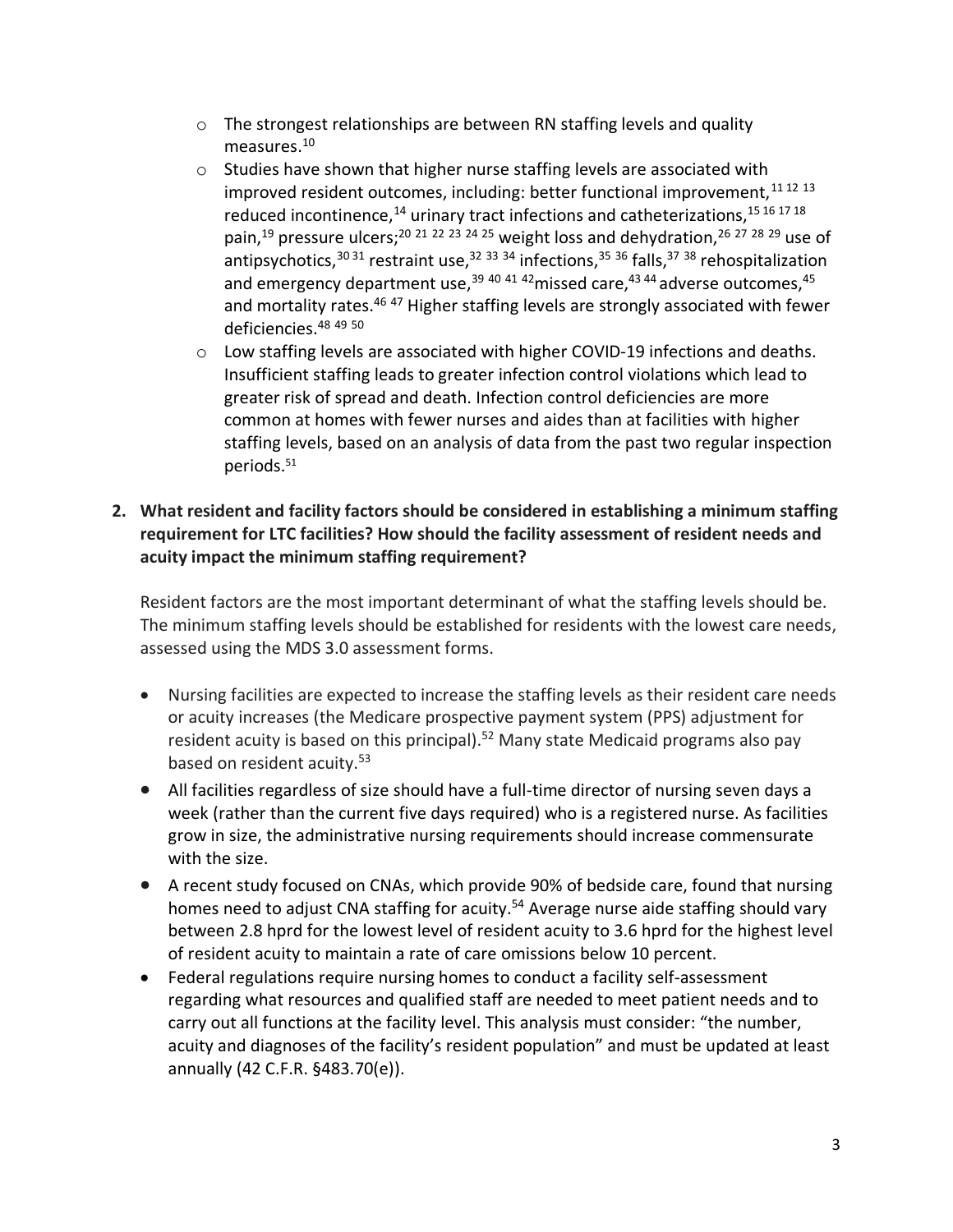- The strongest relationships are between RN staffing levels and quality measures.[10]
- Studies have shown that higher nurse staffing levels are associated with improved resident outcomes, including: better functional improvement,[11 12 13] reduced incontinence,[14] urinary tract infections and catheterizations,[15 16 17 18] pain,[19] pressure ulcers;[20 21 22 23 24 25] weight loss and dehydration,[26 27 28 29] use of antipsychotics,[30 31] restraint use,[32 33 34] infections,[35 36] falls,[37 38] rehospitalization and emergency department use,[39 40 41 42] missed care,[43 44] adverse outcomes,[45] and mortality rates.[46 47] Higher staffing levels are strongly associated with fewer deficiencies.[48 49 50]
- Low staffing levels are associated with higher COVID-19 infections and deaths. Insufficient staffing leads to greater infection control violations which lead to greater risk of spread and death. Infection control deficiencies are more common at homes with fewer nurses and aides than at facilities with higher staffing levels, based on an analysis of data from the past two regular inspection periods.[51]

**2. What resident and facility factors should be considered in establishing a minimum staffing requirement for LTC facilities? How should the facility assessment of resident needs and acuity impact the minimum staffing requirement?**

Resident factors are the most important determinant of what the staffing levels should be. The minimum staffing levels should be established for residents with the lowest care needs, assessed using the MDS 3.0 assessment forms.

- Nursing facilities are expected to increase the staffing levels as their resident care needs or acuity increases (the Medicare prospective payment system (PPS) adjustment for resident acuity is based on this principal).[52] Many state Medicaid programs also pay based on resident acuity.[53]
- All facilities regardless of size should have a full-time director of nursing seven days a week (rather than the current five days required) who is a registered nurse. As facilities grow in size, the administrative nursing requirements should increase commensurate with the size.
- A recent study focused on CNAs, which provide 90% of bedside care, found that nursing homes need to adjust CNA staffing for acuity.[54] Average nurse aide staffing should vary between 2.8 hprd for the lowest level of resident acuity to 3.6 hprd for the highest level of resident acuity to maintain a rate of care omissions below 10 percent.
- Federal regulations require nursing homes to conduct a facility self-assessment regarding what resources and qualified staff are needed to meet patient needs and to carry out all functions at the facility level. This analysis must consider: "the number, acuity and diagnoses of the facility's resident population" and must be updated at least annually (42 C.F.R. §483.70(e)).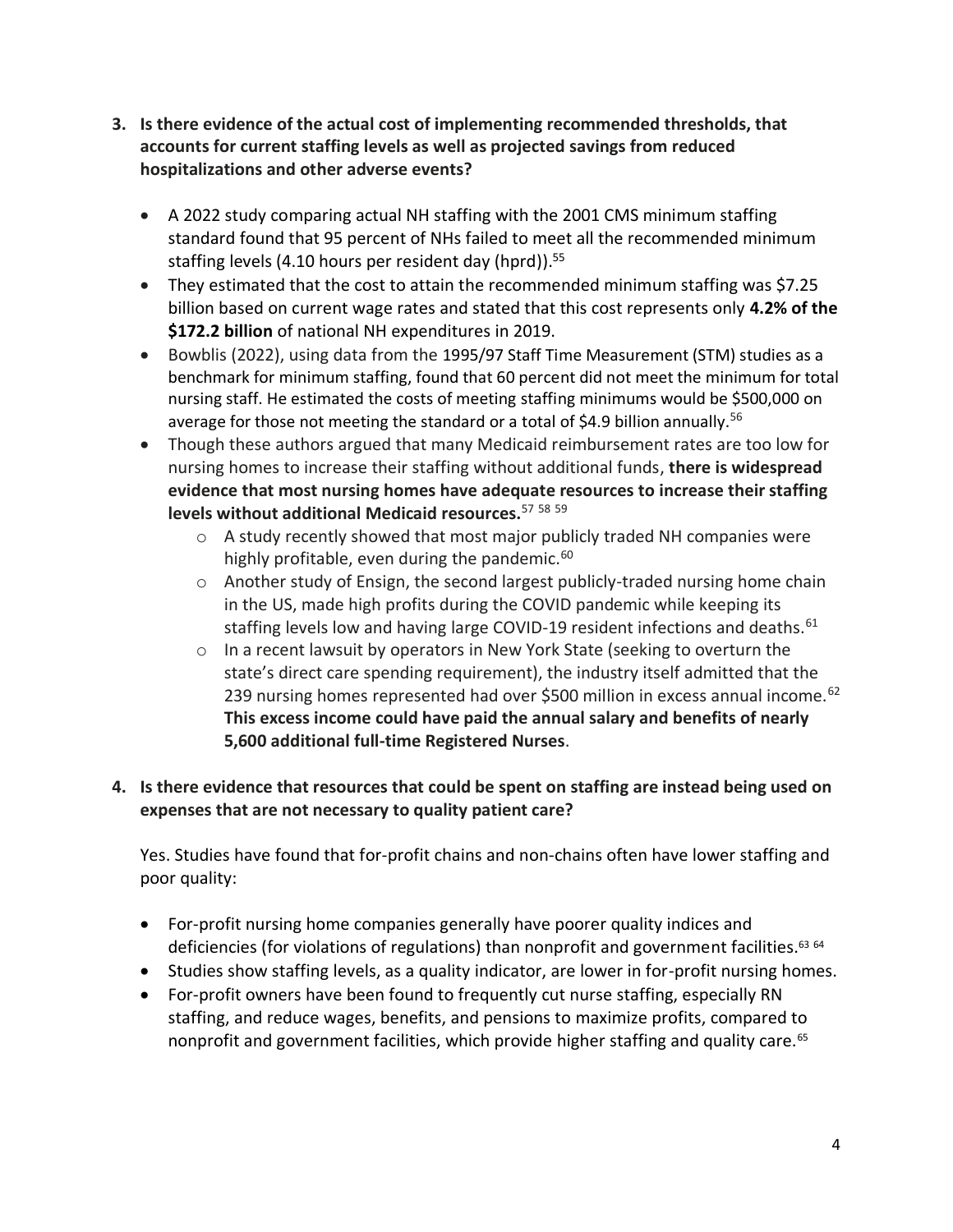3. **Is there evidence of the actual cost of implementing recommended thresholds, that accounts for current staffing levels as well as projected savings from reduced hospitalizations and other adverse events?**

   - A 2022 study comparing actual NH staffing with the 2001 CMS minimum staffing standard found that 95 percent of NHs failed to meet all the recommended minimum staffing levels (4.10 hours per resident day (hprd)).[55]
   - They estimated that the cost to attain the recommended minimum staffing was $7.25 billion based on current wage rates and stated that this cost represents only **4.2% of the $172.2 billion** of national NH expenditures in 2019.
   - Bowblis (2022), using data from the 1995/97 Staff Time Measurement (STM) studies as a benchmark for minimum staffing, found that 60 percent did not meet the minimum for total nursing staff. He estimated the costs of meeting staffing minimums would be $500,000 on average for those not meeting the standard or a total of $4.9 billion annually.[56]
   - Though these authors argued that many Medicaid reimbursement rates are too low for nursing homes to increase their staffing without additional funds, **there is widespread evidence that most nursing homes have adequate resources to increase their staffing levels without additional Medicaid resources.**[57 58 59]
     - A study recently showed that most major publicly traded NH companies were highly profitable, even during the pandemic.[60]
     - Another study of Ensign, the second largest publicly-traded nursing home chain in the US, made high profits during the COVID pandemic while keeping its staffing levels low and having large COVID-19 resident infections and deaths.[61]
     - In a recent lawsuit by operators in New York State (seeking to overturn the state's direct care spending requirement), the industry itself admitted that the 239 nursing homes represented had over $500 million in excess annual income.[62] **This excess income could have paid the annual salary and benefits of nearly 5,600 additional full-time Registered Nurses**.

4. **Is there evidence that resources that could be spent on staffing are instead being used on expenses that are not necessary to quality patient care?**

   Yes. Studies have found that for-profit chains and non-chains often have lower staffing and poor quality:

   - For-profit nursing home companies generally have poorer quality indices and deficiencies (for violations of regulations) than nonprofit and government facilities.[63 64]
   - Studies show staffing levels, as a quality indicator, are lower in for-profit nursing homes.
   - For-profit owners have been found to frequently cut nurse staffing, especially RN staffing, and reduce wages, benefits, and pensions to maximize profits, compared to nonprofit and government facilities, which provide higher staffing and quality care.[65]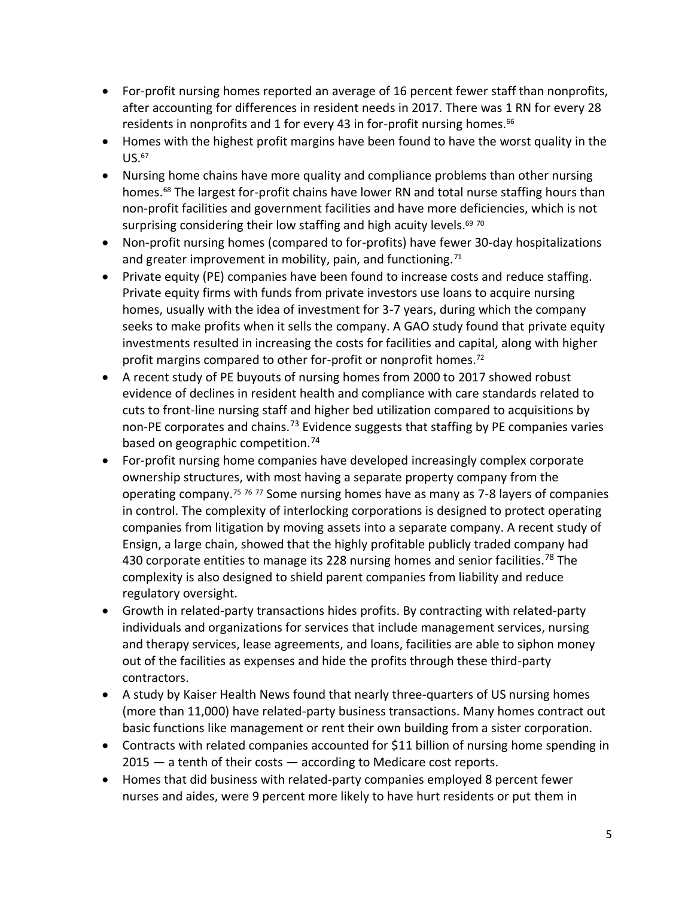- For-profit nursing homes reported an average of 16 percent fewer staff than nonprofits, after accounting for differences in resident needs in 2017. There was 1 RN for every 28 residents in nonprofits and 1 for every 43 in for-profit nursing homes.[66]
- Homes with the highest profit margins have been found to have the worst quality in the US.[67]
- Nursing home chains have more quality and compliance problems than other nursing homes.[68] The largest for-profit chains have lower RN and total nurse staffing hours than non-profit facilities and government facilities and have more deficiencies, which is not surprising considering their low staffing and high acuity levels.[69 70]
- Non-profit nursing homes (compared to for-profits) have fewer 30-day hospitalizations and greater improvement in mobility, pain, and functioning.[71]
- Private equity (PE) companies have been found to increase costs and reduce staffing. Private equity firms with funds from private investors use loans to acquire nursing homes, usually with the idea of investment for 3-7 years, during which the company seeks to make profits when it sells the company. A GAO study found that private equity investments resulted in increasing the costs for facilities and capital, along with higher profit margins compared to other for-profit or nonprofit homes.[72]
- A recent study of PE buyouts of nursing homes from 2000 to 2017 showed robust evidence of declines in resident health and compliance with care standards related to cuts to front-line nursing staff and higher bed utilization compared to acquisitions by non-PE corporates and chains.[73] Evidence suggests that staffing by PE companies varies based on geographic competition.[74]
- For-profit nursing home companies have developed increasingly complex corporate ownership structures, with most having a separate property company from the operating company.[75 76 77] Some nursing homes have as many as 7-8 layers of companies in control. The complexity of interlocking corporations is designed to protect operating companies from litigation by moving assets into a separate company. A recent study of Ensign, a large chain, showed that the highly profitable publicly traded company had 430 corporate entities to manage its 228 nursing homes and senior facilities.[78] The complexity is also designed to shield parent companies from liability and reduce regulatory oversight.
- Growth in related-party transactions hides profits. By contracting with related-party individuals and organizations for services that include management services, nursing and therapy services, lease agreements, and loans, facilities are able to siphon money out of the facilities as expenses and hide the profits through these third-party contractors.
- A study by Kaiser Health News found that nearly three-quarters of US nursing homes (more than 11,000) have related-party business transactions. Many homes contract out basic functions like management or rent their own building from a sister corporation.
- Contracts with related companies accounted for $11 billion of nursing home spending in 2015 — a tenth of their costs — according to Medicare cost reports.
- Homes that did business with related-party companies employed 8 percent fewer nurses and aides, were 9 percent more likely to have hurt residents or put them in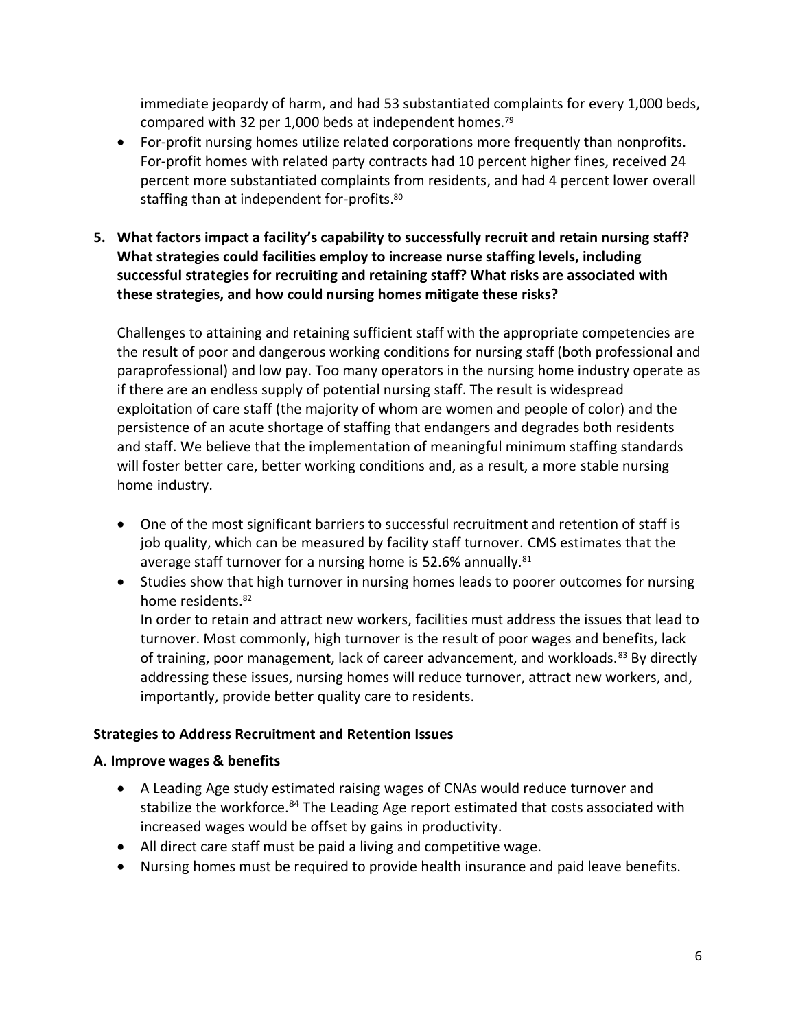immediate jeopardy of harm, and had 53 substantiated complaints for every 1,000 beds, compared with 32 per 1,000 beds at independent homes.[79]

- For-profit nursing homes utilize related corporations more frequently than nonprofits. For-profit homes with related party contracts had 10 percent higher fines, received 24 percent more substantiated complaints from residents, and had 4 percent lower overall staffing than at independent for-profits.[80]

**5. What factors impact a facility's capability to successfully recruit and retain nursing staff? What strategies could facilities employ to increase nurse staffing levels, including successful strategies for recruiting and retaining staff? What risks are associated with these strategies, and how could nursing homes mitigate these risks?**

Challenges to attaining and retaining sufficient staff with the appropriate competencies are the result of poor and dangerous working conditions for nursing staff (both professional and paraprofessional) and low pay. Too many operators in the nursing home industry operate as if there are an endless supply of potential nursing staff. The result is widespread exploitation of care staff (the majority of whom are women and people of color) and the persistence of an acute shortage of staffing that endangers and degrades both residents and staff. We believe that the implementation of meaningful minimum staffing standards will foster better care, better working conditions and, as a result, a more stable nursing home industry.

- One of the most significant barriers to successful recruitment and retention of staff is job quality, which can be measured by facility staff turnover. CMS estimates that the average staff turnover for a nursing home is 52.6% annually.[81]
- Studies show that high turnover in nursing homes leads to poorer outcomes for nursing home residents.[82]
  In order to retain and attract new workers, facilities must address the issues that lead to turnover. Most commonly, high turnover is the result of poor wages and benefits, lack of training, poor management, lack of career advancement, and workloads.[83] By directly addressing these issues, nursing homes will reduce turnover, attract new workers, and, importantly, provide better quality care to residents.

**Strategies to Address Recruitment and Retention Issues**

**A. Improve wages & benefits**

- A Leading Age study estimated raising wages of CNAs would reduce turnover and stabilize the workforce.[84] The Leading Age report estimated that costs associated with increased wages would be offset by gains in productivity.
- All direct care staff must be paid a living and competitive wage.
- Nursing homes must be required to provide health insurance and paid leave benefits.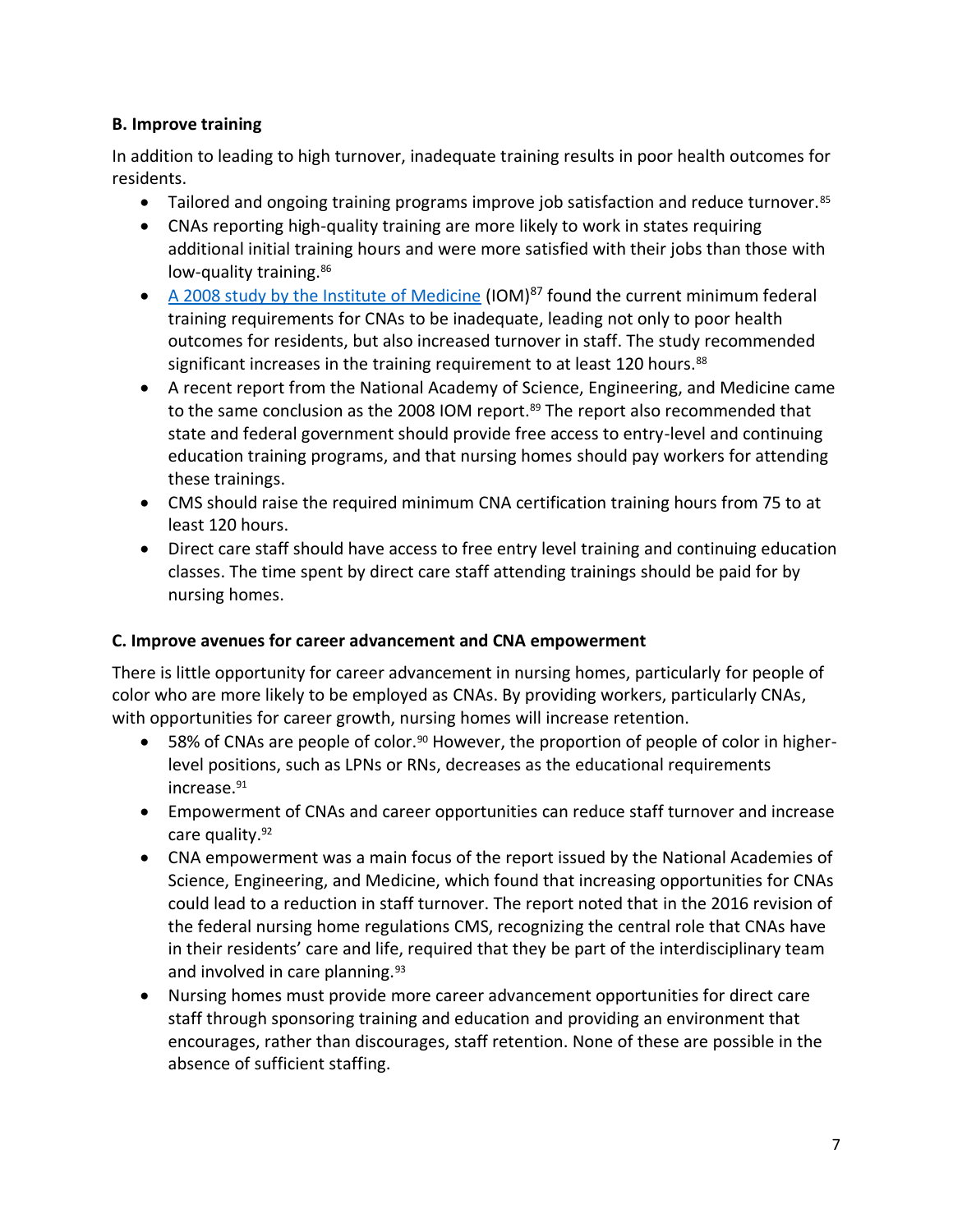### B. Improve training

In addition to leading to high turnover, inadequate training results in poor health outcomes for residents.

- Tailored and ongoing training programs improve job satisfaction and reduce turnover.[85]
- CNAs reporting high-quality training are more likely to work in states requiring additional initial training hours and were more satisfied with their jobs than those with low-quality training.[86]
- A 2008 study by the Institute of Medicine (IOM)[87] found the current minimum federal training requirements for CNAs to be inadequate, leading not only to poor health outcomes for residents, but also increased turnover in staff. The study recommended significant increases in the training requirement to at least 120 hours.[88]
- A recent report from the National Academy of Science, Engineering, and Medicine came to the same conclusion as the 2008 IOM report.[89] The report also recommended that state and federal government should provide free access to entry-level and continuing education training programs, and that nursing homes should pay workers for attending these trainings.
- CMS should raise the required minimum CNA certification training hours from 75 to at least 120 hours.
- Direct care staff should have access to free entry level training and continuing education classes. The time spent by direct care staff attending trainings should be paid for by nursing homes.

### C. Improve avenues for career advancement and CNA empowerment

There is little opportunity for career advancement in nursing homes, particularly for people of color who are more likely to be employed as CNAs. By providing workers, particularly CNAs, with opportunities for career growth, nursing homes will increase retention.

- 58% of CNAs are people of color.[90] However, the proportion of people of color in higher-level positions, such as LPNs or RNs, decreases as the educational requirements increase.[91]
- Empowerment of CNAs and career opportunities can reduce staff turnover and increase care quality.[92]
- CNA empowerment was a main focus of the report issued by the National Academies of Science, Engineering, and Medicine, which found that increasing opportunities for CNAs could lead to a reduction in staff turnover. The report noted that in the 2016 revision of the federal nursing home regulations CMS, recognizing the central role that CNAs have in their residents' care and life, required that they be part of the interdisciplinary team and involved in care planning.[93]
- Nursing homes must provide more career advancement opportunities for direct care staff through sponsoring training and education and providing an environment that encourages, rather than discourages, staff retention. None of these are possible in the absence of sufficient staffing.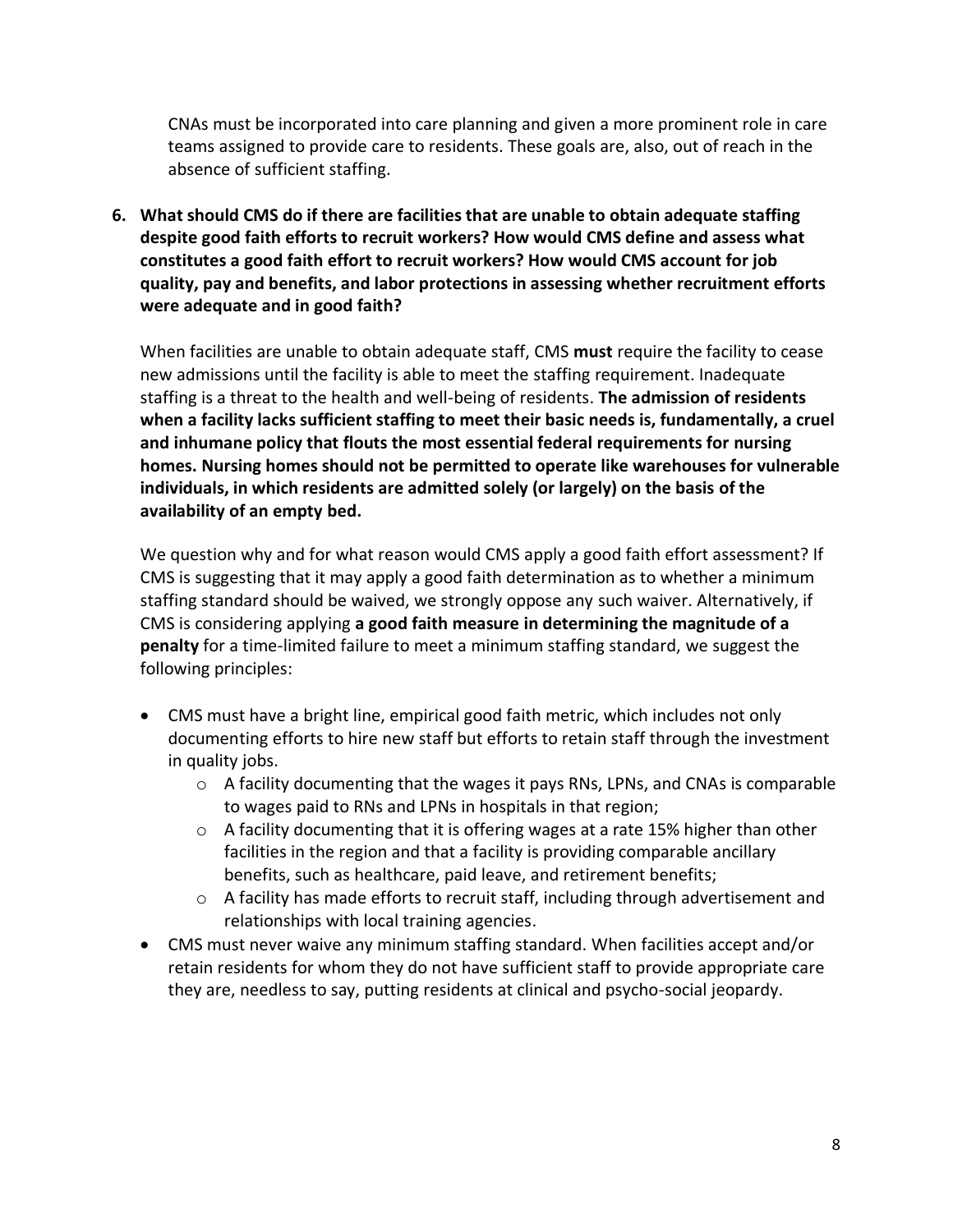CNAs must be incorporated into care planning and given a more prominent role in care teams assigned to provide care to residents. These goals are, also, out of reach in the absence of sufficient staffing.

**6. What should CMS do if there are facilities that are unable to obtain adequate staffing despite good faith efforts to recruit workers? How would CMS define and assess what constitutes a good faith effort to recruit workers? How would CMS account for job quality, pay and benefits, and labor protections in assessing whether recruitment efforts were adequate and in good faith?**

When facilities are unable to obtain adequate staff, CMS **must** require the facility to cease new admissions until the facility is able to meet the staffing requirement. Inadequate staffing is a threat to the health and well-being of residents. **The admission of residents when a facility lacks sufficient staffing to meet their basic needs is, fundamentally, a cruel and inhumane policy that flouts the most essential federal requirements for nursing homes. Nursing homes should not be permitted to operate like warehouses for vulnerable individuals, in which residents are admitted solely (or largely) on the basis of the availability of an empty bed.**

We question why and for what reason would CMS apply a good faith effort assessment? If CMS is suggesting that it may apply a good faith determination as to whether a minimum staffing standard should be waived, we strongly oppose any such waiver. Alternatively, if CMS is considering applying **a good faith measure in determining the magnitude of a penalty** for a time-limited failure to meet a minimum staffing standard, we suggest the following principles:

- CMS must have a bright line, empirical good faith metric, which includes not only documenting efforts to hire new staff but efforts to retain staff through the investment in quality jobs.
  - A facility documenting that the wages it pays RNs, LPNs, and CNAs is comparable to wages paid to RNs and LPNs in hospitals in that region;
  - A facility documenting that it is offering wages at a rate 15% higher than other facilities in the region and that a facility is providing comparable ancillary benefits, such as healthcare, paid leave, and retirement benefits;
  - A facility has made efforts to recruit staff, including through advertisement and relationships with local training agencies.
- CMS must never waive any minimum staffing standard. When facilities accept and/or retain residents for whom they do not have sufficient staff to provide appropriate care they are, needless to say, putting residents at clinical and psycho-social jeopardy.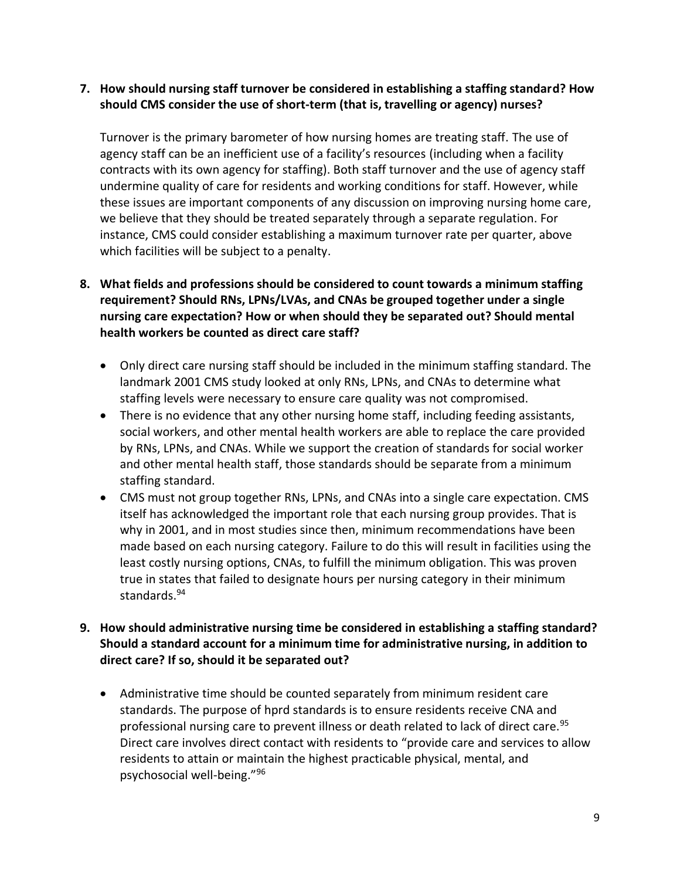**7. How should nursing staff turnover be considered in establishing a staffing standard? How should CMS consider the use of short-term (that is, travelling or agency) nurses?**

Turnover is the primary barometer of how nursing homes are treating staff. The use of agency staff can be an inefficient use of a facility's resources (including when a facility contracts with its own agency for staffing). Both staff turnover and the use of agency staff undermine quality of care for residents and working conditions for staff. However, while these issues are important components of any discussion on improving nursing home care, we believe that they should be treated separately through a separate regulation. For instance, CMS could consider establishing a maximum turnover rate per quarter, above which facilities will be subject to a penalty.

**8. What fields and professions should be considered to count towards a minimum staffing requirement? Should RNs, LPNs/LVAs, and CNAs be grouped together under a single nursing care expectation? How or when should they be separated out? Should mental health workers be counted as direct care staff?**

- Only direct care nursing staff should be included in the minimum staffing standard. The landmark 2001 CMS study looked at only RNs, LPNs, and CNAs to determine what staffing levels were necessary to ensure care quality was not compromised.
- There is no evidence that any other nursing home staff, including feeding assistants, social workers, and other mental health workers are able to replace the care provided by RNs, LPNs, and CNAs. While we support the creation of standards for social worker and other mental health staff, those standards should be separate from a minimum staffing standard.
- CMS must not group together RNs, LPNs, and CNAs into a single care expectation. CMS itself has acknowledged the important role that each nursing group provides. That is why in 2001, and in most studies since then, minimum recommendations have been made based on each nursing category. Failure to do this will result in facilities using the least costly nursing options, CNAs, to fulfill the minimum obligation. This was proven true in states that failed to designate hours per nursing category in their minimum standards.[94]

**9. How should administrative nursing time be considered in establishing a staffing standard? Should a standard account for a minimum time for administrative nursing, in addition to direct care? If so, should it be separated out?**

- Administrative time should be counted separately from minimum resident care standards. The purpose of hprd standards is to ensure residents receive CNA and professional nursing care to prevent illness or death related to lack of direct care.[95] Direct care involves direct contact with residents to "provide care and services to allow residents to attain or maintain the highest practicable physical, mental, and psychosocial well-being."[96]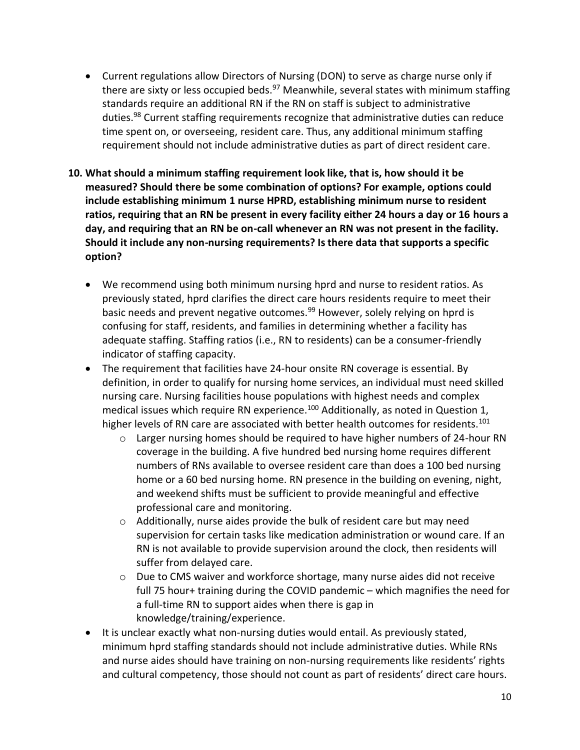- Current regulations allow Directors of Nursing (DON) to serve as charge nurse only if there are sixty or less occupied beds.[97] Meanwhile, several states with minimum staffing standards require an additional RN if the RN on staff is subject to administrative duties.[98] Current staffing requirements recognize that administrative duties can reduce time spent on, or overseeing, resident care. Thus, any additional minimum staffing requirement should not include administrative duties as part of direct resident care.

**10. What should a minimum staffing requirement look like, that is, how should it be measured? Should there be some combination of options? For example, options could include establishing minimum 1 nurse HPRD, establishing minimum nurse to resident ratios, requiring that an RN be present in every facility either 24 hours a day or 16 hours a day, and requiring that an RN be on-call whenever an RN was not present in the facility. Should it include any non-nursing requirements? Is there data that supports a specific option?**

- We recommend using both minimum nursing hprd and nurse to resident ratios. As previously stated, hprd clarifies the direct care hours residents require to meet their basic needs and prevent negative outcomes.[99] However, solely relying on hprd is confusing for staff, residents, and families in determining whether a facility has adequate staffing. Staffing ratios (i.e., RN to residents) can be a consumer-friendly indicator of staffing capacity.
- The requirement that facilities have 24-hour onsite RN coverage is essential. By definition, in order to qualify for nursing home services, an individual must need skilled nursing care. Nursing facilities house populations with highest needs and complex medical issues which require RN experience.[100] Additionally, as noted in Question 1, higher levels of RN care are associated with better health outcomes for residents.[101]
  - Larger nursing homes should be required to have higher numbers of 24-hour RN coverage in the building. A five hundred bed nursing home requires different numbers of RNs available to oversee resident care than does a 100 bed nursing home or a 60 bed nursing home. RN presence in the building on evening, night, and weekend shifts must be sufficient to provide meaningful and effective professional care and monitoring.
  - Additionally, nurse aides provide the bulk of resident care but may need supervision for certain tasks like medication administration or wound care. If an RN is not available to provide supervision around the clock, then residents will suffer from delayed care.
  - Due to CMS waiver and workforce shortage, many nurse aides did not receive full 75 hour+ training during the COVID pandemic – which magnifies the need for a full-time RN to support aides when there is gap in knowledge/training/experience.
- It is unclear exactly what non-nursing duties would entail. As previously stated, minimum hprd staffing standards should not include administrative duties. While RNs and nurse aides should have training on non-nursing requirements like residents' rights and cultural competency, those should not count as part of residents' direct care hours.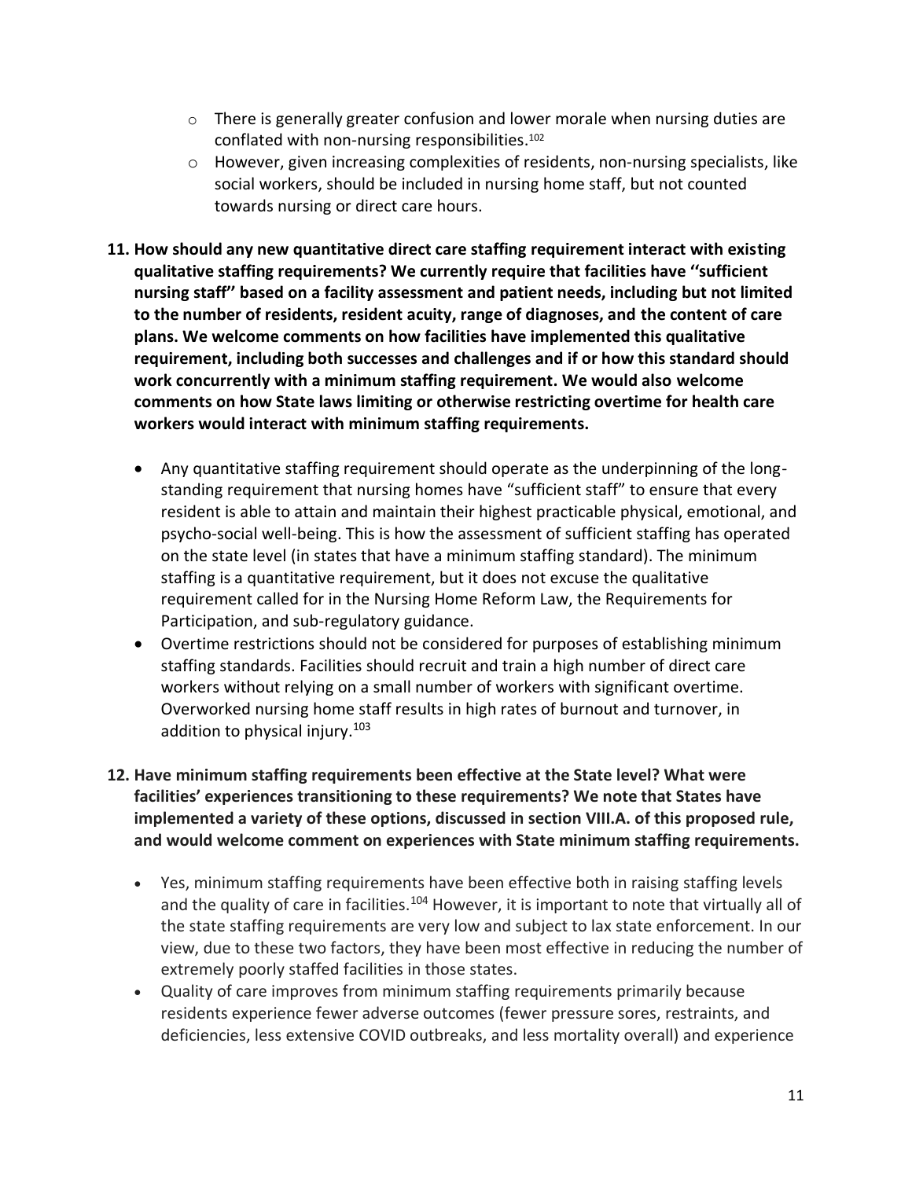- There is generally greater confusion and lower morale when nursing duties are conflated with non-nursing responsibilities.[102]
- However, given increasing complexities of residents, non-nursing specialists, like social workers, should be included in nursing home staff, but not counted towards nursing or direct care hours.

**11. How should any new quantitative direct care staffing requirement interact with existing qualitative staffing requirements? We currently require that facilities have ''sufficient nursing staff'' based on a facility assessment and patient needs, including but not limited to the number of residents, resident acuity, range of diagnoses, and the content of care plans. We welcome comments on how facilities have implemented this qualitative requirement, including both successes and challenges and if or how this standard should work concurrently with a minimum staffing requirement. We would also welcome comments on how State laws limiting or otherwise restricting overtime for health care workers would interact with minimum staffing requirements.**

- Any quantitative staffing requirement should operate as the underpinning of the long-standing requirement that nursing homes have "sufficient staff" to ensure that every resident is able to attain and maintain their highest practicable physical, emotional, and psycho-social well-being. This is how the assessment of sufficient staffing has operated on the state level (in states that have a minimum staffing standard). The minimum staffing is a quantitative requirement, but it does not excuse the qualitative requirement called for in the Nursing Home Reform Law, the Requirements for Participation, and sub-regulatory guidance.
- Overtime restrictions should not be considered for purposes of establishing minimum staffing standards. Facilities should recruit and train a high number of direct care workers without relying on a small number of workers with significant overtime. Overworked nursing home staff results in high rates of burnout and turnover, in addition to physical injury.[103]

**12. Have minimum staffing requirements been effective at the State level? What were facilities' experiences transitioning to these requirements? We note that States have implemented a variety of these options, discussed in section VIII.A. of this proposed rule, and would welcome comment on experiences with State minimum staffing requirements.**

- Yes, minimum staffing requirements have been effective both in raising staffing levels and the quality of care in facilities.[104] However, it is important to note that virtually all of the state staffing requirements are very low and subject to lax state enforcement. In our view, due to these two factors, they have been most effective in reducing the number of extremely poorly staffed facilities in those states.
- Quality of care improves from minimum staffing requirements primarily because residents experience fewer adverse outcomes (fewer pressure sores, restraints, and deficiencies, less extensive COVID outbreaks, and less mortality overall) and experience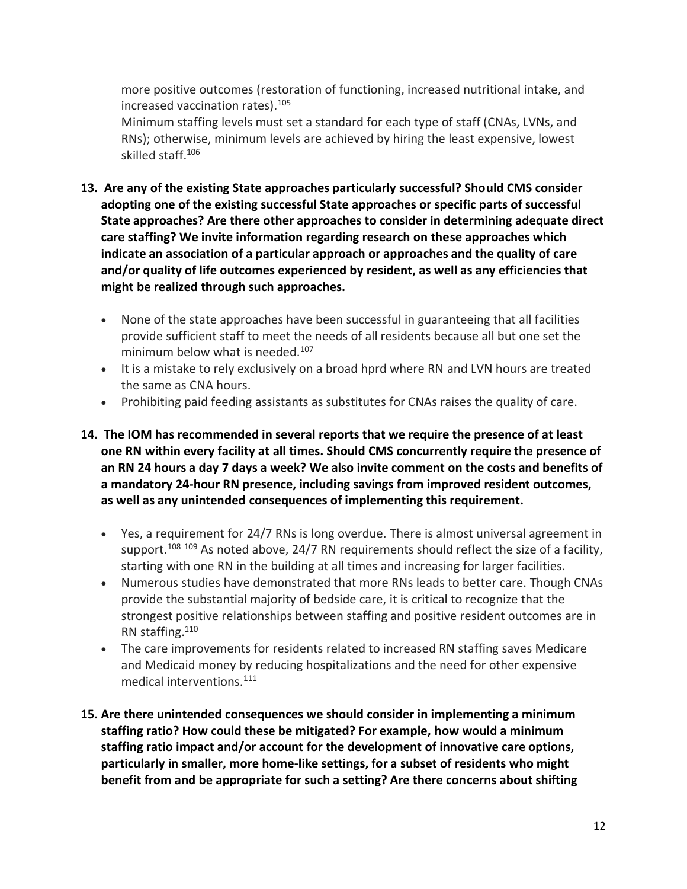more positive outcomes (restoration of functioning, increased nutritional intake, and increased vaccination rates).[105]

Minimum staffing levels must set a standard for each type of staff (CNAs, LVNs, and RNs); otherwise, minimum levels are achieved by hiring the least expensive, lowest skilled staff.[106]

**13. Are any of the existing State approaches particularly successful? Should CMS consider adopting one of the existing successful State approaches or specific parts of successful State approaches? Are there other approaches to consider in determining adequate direct care staffing? We invite information regarding research on these approaches which indicate an association of a particular approach or approaches and the quality of care and/or quality of life outcomes experienced by resident, as well as any efficiencies that might be realized through such approaches.**

- None of the state approaches have been successful in guaranteeing that all facilities provide sufficient staff to meet the needs of all residents because all but one set the minimum below what is needed.[107]
- It is a mistake to rely exclusively on a broad hprd where RN and LVN hours are treated the same as CNA hours.
- Prohibiting paid feeding assistants as substitutes for CNAs raises the quality of care.

**14. The IOM has recommended in several reports that we require the presence of at least one RN within every facility at all times. Should CMS concurrently require the presence of an RN 24 hours a day 7 days a week? We also invite comment on the costs and benefits of a mandatory 24-hour RN presence, including savings from improved resident outcomes, as well as any unintended consequences of implementing this requirement.**

- Yes, a requirement for 24/7 RNs is long overdue. There is almost universal agreement in support.[108] [109] As noted above, 24/7 RN requirements should reflect the size of a facility, starting with one RN in the building at all times and increasing for larger facilities.
- Numerous studies have demonstrated that more RNs leads to better care. Though CNAs provide the substantial majority of bedside care, it is critical to recognize that the strongest positive relationships between staffing and positive resident outcomes are in RN staffing.[110]
- The care improvements for residents related to increased RN staffing saves Medicare and Medicaid money by reducing hospitalizations and the need for other expensive medical interventions.[111]

**15. Are there unintended consequences we should consider in implementing a minimum staffing ratio? How could these be mitigated? For example, how would a minimum staffing ratio impact and/or account for the development of innovative care options, particularly in smaller, more home-like settings, for a subset of residents who might benefit from and be appropriate for such a setting? Are there concerns about shifting**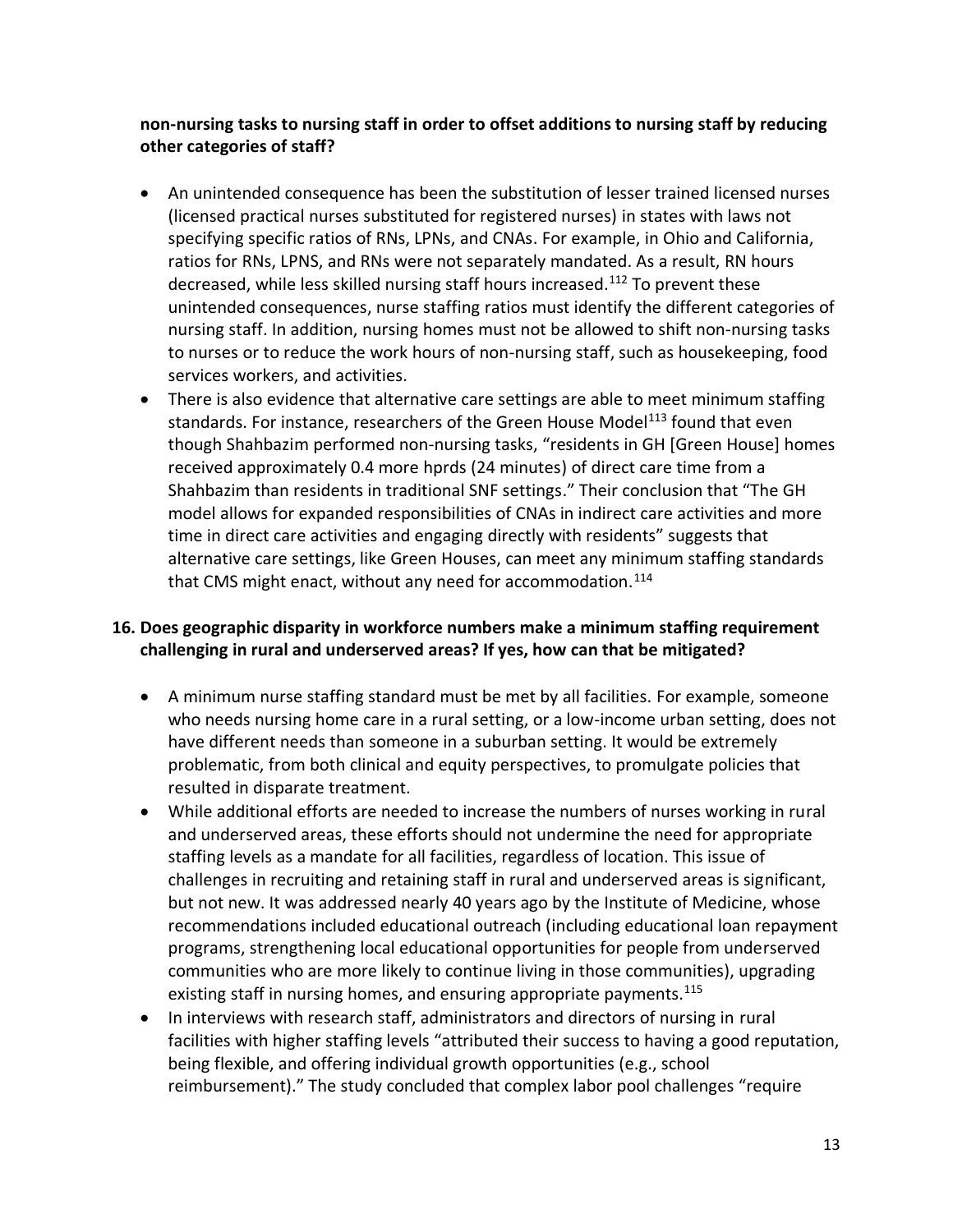**non-nursing tasks to nursing staff in order to offset additions to nursing staff by reducing other categories of staff?**

- An unintended consequence has been the substitution of lesser trained licensed nurses (licensed practical nurses substituted for registered nurses) in states with laws not specifying specific ratios of RNs, LPNs, and CNAs. For example, in Ohio and California, ratios for RNs, LPNS, and RNs were not separately mandated. As a result, RN hours decreased, while less skilled nursing staff hours increased.[112] To prevent these unintended consequences, nurse staffing ratios must identify the different categories of nursing staff. In addition, nursing homes must not be allowed to shift non-nursing tasks to nurses or to reduce the work hours of non-nursing staff, such as housekeeping, food services workers, and activities.
- There is also evidence that alternative care settings are able to meet minimum staffing standards. For instance, researchers of the Green House Model[113] found that even though Shahbazim performed non-nursing tasks, "residents in GH [Green House] homes received approximately 0.4 more hprds (24 minutes) of direct care time from a Shahbazim than residents in traditional SNF settings." Their conclusion that "The GH model allows for expanded responsibilities of CNAs in indirect care activities and more time in direct care activities and engaging directly with residents" suggests that alternative care settings, like Green Houses, can meet any minimum staffing standards that CMS might enact, without any need for accommodation.[114]

**16. Does geographic disparity in workforce numbers make a minimum staffing requirement challenging in rural and underserved areas? If yes, how can that be mitigated?**

- A minimum nurse staffing standard must be met by all facilities. For example, someone who needs nursing home care in a rural setting, or a low-income urban setting, does not have different needs than someone in a suburban setting. It would be extremely problematic, from both clinical and equity perspectives, to promulgate policies that resulted in disparate treatment.
- While additional efforts are needed to increase the numbers of nurses working in rural and underserved areas, these efforts should not undermine the need for appropriate staffing levels as a mandate for all facilities, regardless of location. This issue of challenges in recruiting and retaining staff in rural and underserved areas is significant, but not new. It was addressed nearly 40 years ago by the Institute of Medicine, whose recommendations included educational outreach (including educational loan repayment programs, strengthening local educational opportunities for people from underserved communities who are more likely to continue living in those communities), upgrading existing staff in nursing homes, and ensuring appropriate payments.[115]
- In interviews with research staff, administrators and directors of nursing in rural facilities with higher staffing levels "attributed their success to having a good reputation, being flexible, and offering individual growth opportunities (e.g., school reimbursement)." The study concluded that complex labor pool challenges "require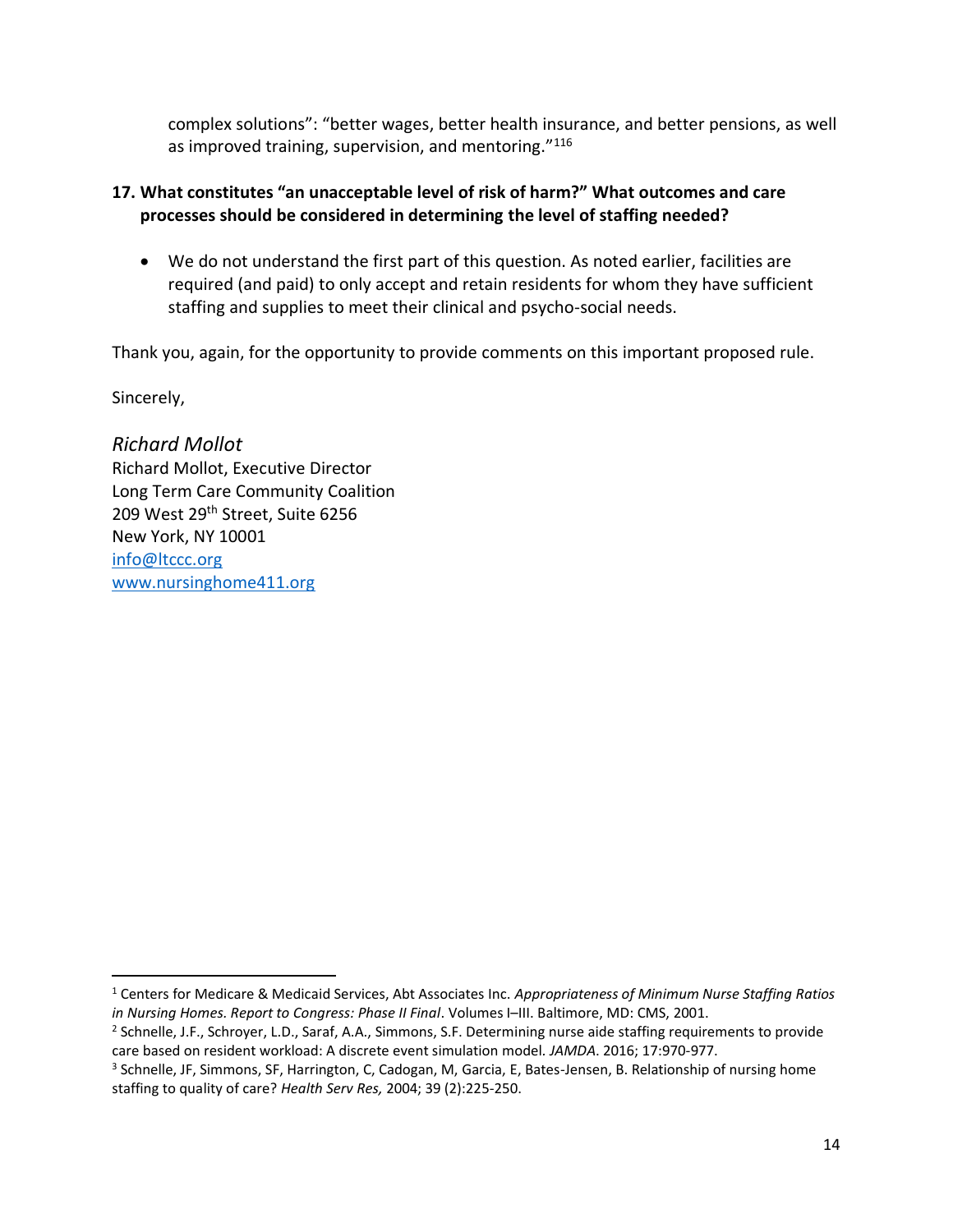complex solutions": "better wages, better health insurance, and better pensions, as well as improved training, supervision, and mentoring."[116]

**17. What constitutes "an unacceptable level of risk of harm?" What outcomes and care processes should be considered in determining the level of staffing needed?**

- We do not understand the first part of this question. As noted earlier, facilities are required (and paid) to only accept and retain residents for whom they have sufficient staffing and supplies to meet their clinical and psycho-social needs.

Thank you, again, for the opportunity to provide comments on this important proposed rule.

Sincerely,

*Richard Mollot*
Richard Mollot, Executive Director
Long Term Care Community Coalition
209 West 29th Street, Suite 6256
New York, NY 10001
info@ltccc.org
www.nursinghome411.org

---

[1] Centers for Medicare & Medicaid Services, Abt Associates Inc. *Appropriateness of Minimum Nurse Staffing Ratios in Nursing Homes. Report to Congress: Phase II Final*. Volumes I–III. Baltimore, MD: CMS, 2001.

[2] Schnelle, J.F., Schroyer, L.D., Saraf, A.A., Simmons, S.F. Determining nurse aide staffing requirements to provide care based on resident workload: A discrete event simulation model. *JAMDA*. 2016; 17:970-977.

[3] Schnelle, JF, Simmons, SF, Harrington, C, Cadogan, M, Garcia, E, Bates-Jensen, B. Relationship of nursing home staffing to quality of care? *Health Serv Res,* 2004; 39 (2):225-250.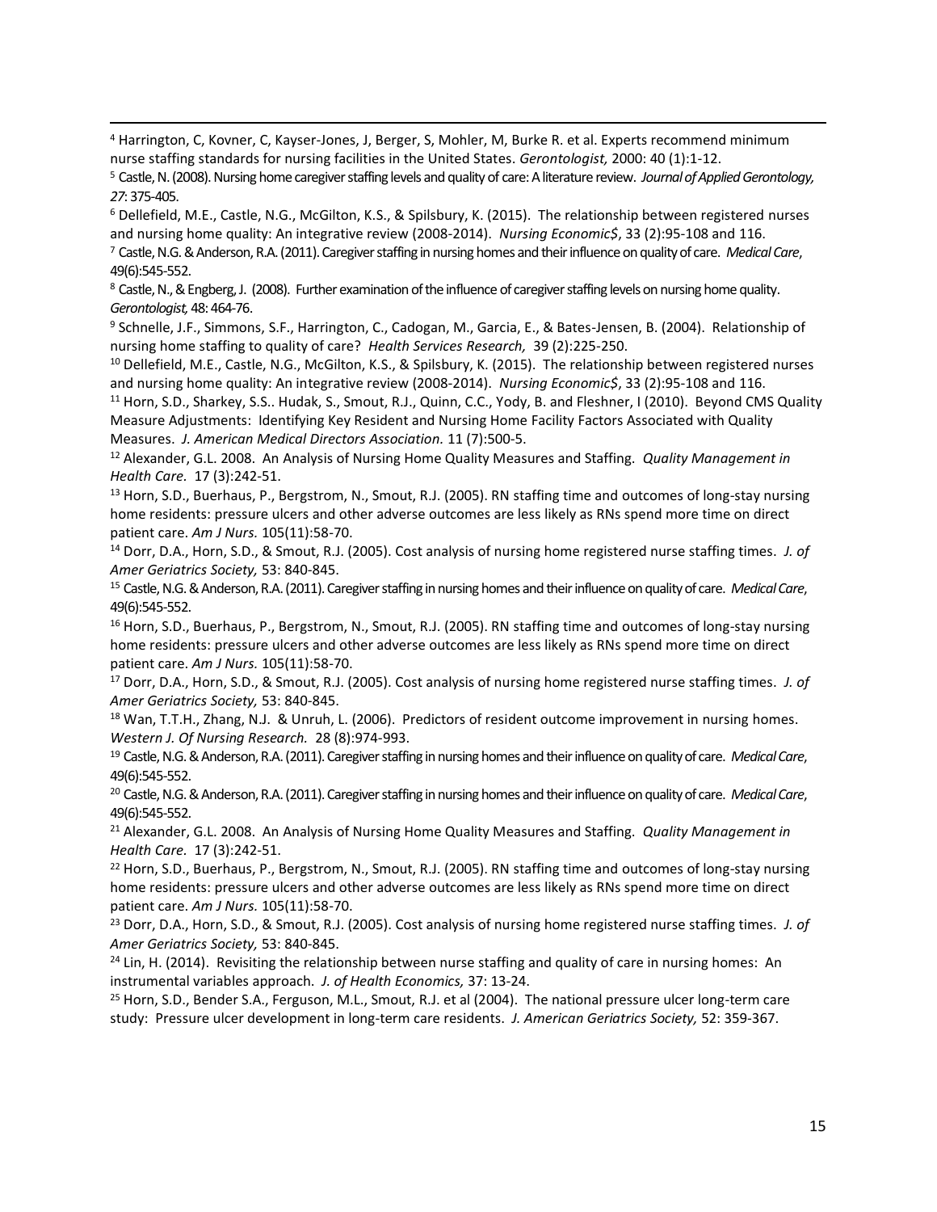[4] Harrington, C, Kovner, C, Kayser-Jones, J, Berger, S, Mohler, M, Burke R. et al. Experts recommend minimum nurse staffing standards for nursing facilities in the United States. *Gerontologist,* 2000: 40 (1):1-12.

[5] Castle, N. (2008). Nursing home caregiver staffing levels and quality of care: A literature review. *Journal of Applied Gerontology, 27*: 375-405.

[6] Dellefield, M.E., Castle, N.G., McGilton, K.S., & Spilsbury, K. (2015). The relationship between registered nurses and nursing home quality: An integrative review (2008-2014). *Nursing Economic$*, 33 (2):95-108 and 116.

[7] Castle, N.G. & Anderson, R.A. (2011). Caregiver staffing in nursing homes and their influence on quality of care. *Medical Care*, 49(6):545-552.

[8] Castle, N., & Engberg, J. (2008). Further examination of the influence of caregiver staffing levels on nursing home quality. *Gerontologist,* 48: 464-76.

[9] Schnelle, J.F., Simmons, S.F., Harrington, C., Cadogan, M., Garcia, E., & Bates-Jensen, B. (2004). Relationship of nursing home staffing to quality of care? *Health Services Research,* 39 (2):225-250.

[10] Dellefield, M.E., Castle, N.G., McGilton, K.S., & Spilsbury, K. (2015). The relationship between registered nurses and nursing home quality: An integrative review (2008-2014). *Nursing Economic$*, 33 (2):95-108 and 116.

[11] Horn, S.D., Sharkey, S.S.. Hudak, S., Smout, R.J., Quinn, C.C., Yody, B. and Fleshner, I (2010). Beyond CMS Quality Measure Adjustments: Identifying Key Resident and Nursing Home Facility Factors Associated with Quality Measures. *J. American Medical Directors Association.* 11 (7):500-5.

[12] Alexander, G.L. 2008. An Analysis of Nursing Home Quality Measures and Staffing. *Quality Management in Health Care.* 17 (3):242-51.

[13] Horn, S.D., Buerhaus, P., Bergstrom, N., Smout, R.J. (2005). RN staffing time and outcomes of long-stay nursing home residents: pressure ulcers and other adverse outcomes are less likely as RNs spend more time on direct patient care. *Am J Nurs.* 105(11):58-70.

[14] Dorr, D.A., Horn, S.D., & Smout, R.J. (2005). Cost analysis of nursing home registered nurse staffing times. *J. of Amer Geriatrics Society,* 53: 840-845.

[15] Castle, N.G. & Anderson, R.A. (2011). Caregiver staffing in nursing homes and their influence on quality of care. *Medical Care*, 49(6):545-552.

[16] Horn, S.D., Buerhaus, P., Bergstrom, N., Smout, R.J. (2005). RN staffing time and outcomes of long-stay nursing home residents: pressure ulcers and other adverse outcomes are less likely as RNs spend more time on direct patient care. *Am J Nurs.* 105(11):58-70.

[17] Dorr, D.A., Horn, S.D., & Smout, R.J. (2005). Cost analysis of nursing home registered nurse staffing times. *J. of Amer Geriatrics Society,* 53: 840-845.

[18] Wan, T.T.H., Zhang, N.J. & Unruh, L. (2006). Predictors of resident outcome improvement in nursing homes. *Western J. Of Nursing Research.* 28 (8):974-993.

[19] Castle, N.G. & Anderson, R.A. (2011). Caregiver staffing in nursing homes and their influence on quality of care. *Medical Care*, 49(6):545-552.

[20] Castle, N.G. & Anderson, R.A. (2011). Caregiver staffing in nursing homes and their influence on quality of care. *Medical Care*, 49(6):545-552.

[21] Alexander, G.L. 2008. An Analysis of Nursing Home Quality Measures and Staffing. *Quality Management in Health Care.* 17 (3):242-51.

[22] Horn, S.D., Buerhaus, P., Bergstrom, N., Smout, R.J. (2005). RN staffing time and outcomes of long-stay nursing home residents: pressure ulcers and other adverse outcomes are less likely as RNs spend more time on direct patient care. *Am J Nurs.* 105(11):58-70.

[23] Dorr, D.A., Horn, S.D., & Smout, R.J. (2005). Cost analysis of nursing home registered nurse staffing times. *J. of Amer Geriatrics Society,* 53: 840-845.

[24] Lin, H. (2014). Revisiting the relationship between nurse staffing and quality of care in nursing homes: An instrumental variables approach. *J. of Health Economics,* 37: 13-24.

[25] Horn, S.D., Bender S.A., Ferguson, M.L., Smout, R.J. et al (2004). The national pressure ulcer long-term care study: Pressure ulcer development in long-term care residents. *J. American Geriatrics Society,* 52: 359-367.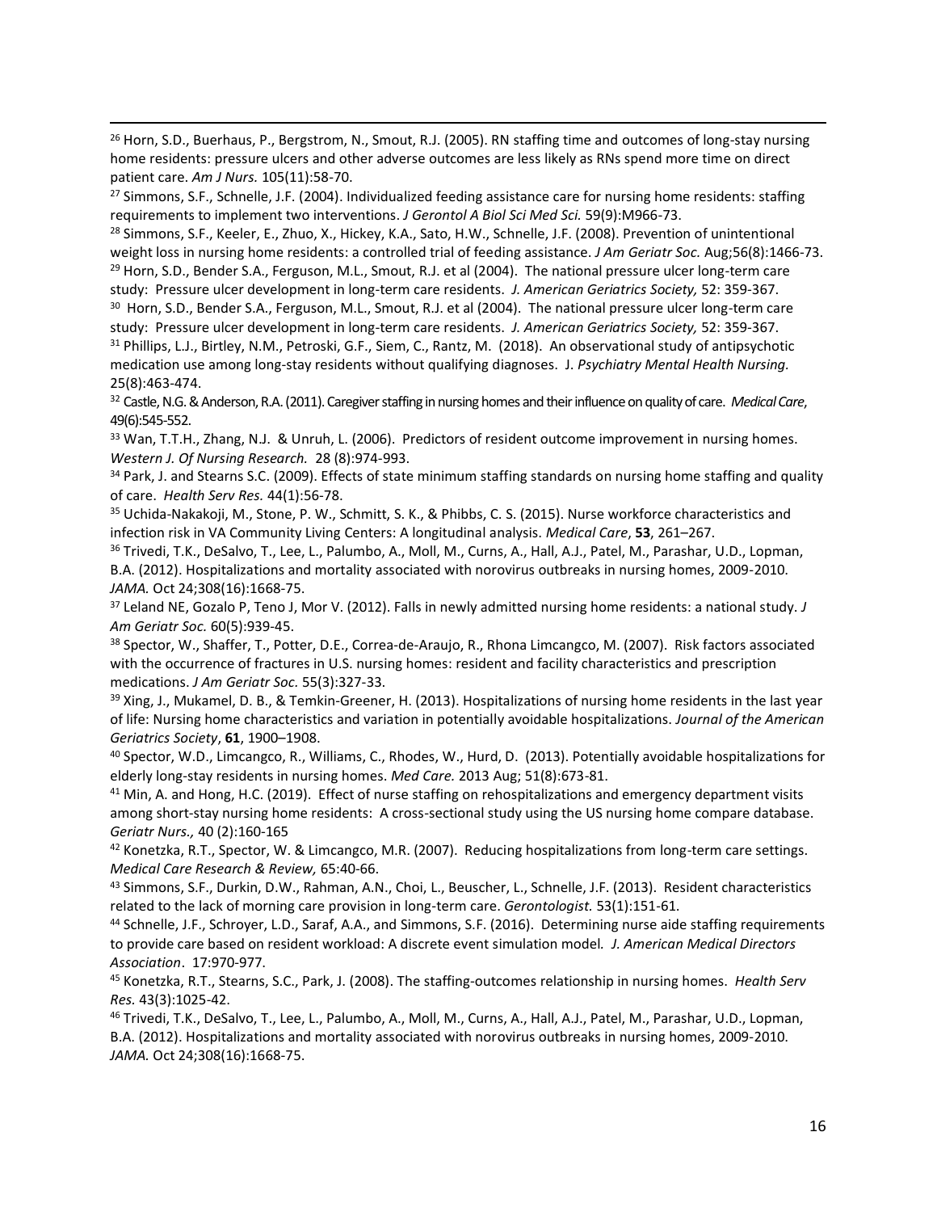[26] Horn, S.D., Buerhaus, P., Bergstrom, N., Smout, R.J. (2005). RN staffing time and outcomes of long-stay nursing home residents: pressure ulcers and other adverse outcomes are less likely as RNs spend more time on direct patient care. *Am J Nurs.* 105(11):58-70.

[27] Simmons, S.F., Schnelle, J.F. (2004). Individualized feeding assistance care for nursing home residents: staffing requirements to implement two interventions. *J Gerontol A Biol Sci Med Sci.* 59(9):M966-73.

[28] Simmons, S.F., Keeler, E., Zhuo, X., Hickey, K.A., Sato, H.W., Schnelle, J.F. (2008). Prevention of unintentional weight loss in nursing home residents: a controlled trial of feeding assistance. *J Am Geriatr Soc.* Aug;56(8):1466-73.

[29] Horn, S.D., Bender S.A., Ferguson, M.L., Smout, R.J. et al (2004). The national pressure ulcer long-term care study: Pressure ulcer development in long-term care residents. *J. American Geriatrics Society,* 52: 359-367.

[30] Horn, S.D., Bender S.A., Ferguson, M.L., Smout, R.J. et al (2004). The national pressure ulcer long-term care study: Pressure ulcer development in long-term care residents. *J. American Geriatrics Society,* 52: 359-367.

[31] Phillips, L.J., Birtley, N.M., Petroski, G.F., Siem, C., Rantz, M. (2018). An observational study of antipsychotic medication use among long-stay residents without qualifying diagnoses. J. *Psychiatry Mental Health Nursing.* 25(8):463-474.

[32] Castle, N.G. & Anderson, R.A. (2011). Caregiver staffing in nursing homes and their influence on quality of care. *Medical Care*, 49(6):545-552.

[33] Wan, T.T.H., Zhang, N.J. & Unruh, L. (2006). Predictors of resident outcome improvement in nursing homes. *Western J. Of Nursing Research.* 28 (8):974-993.

[34] Park, J. and Stearns S.C. (2009). Effects of state minimum staffing standards on nursing home staffing and quality of care. *Health Serv Res.* 44(1):56-78.

[35] Uchida-Nakakoji, M., Stone, P. W., Schmitt, S. K., & Phibbs, C. S. (2015). Nurse workforce characteristics and infection risk in VA Community Living Centers: A longitudinal analysis. *Medical Care*, **53**, 261–267.

[36] Trivedi, T.K., DeSalvo, T., Lee, L., Palumbo, A., Moll, M., Curns, A., Hall, A.J., Patel, M., Parashar, U.D., Lopman, B.A. (2012). Hospitalizations and mortality associated with norovirus outbreaks in nursing homes, 2009-2010. *JAMA.* Oct 24;308(16):1668-75.

[37] Leland NE, Gozalo P, Teno J, Mor V. (2012). Falls in newly admitted nursing home residents: a national study. *J Am Geriatr Soc.* 60(5):939-45.

[38] Spector, W., Shaffer, T., Potter, D.E., Correa-de-Araujo, R., Rhona Limcangco, M. (2007). Risk factors associated with the occurrence of fractures in U.S. nursing homes: resident and facility characteristics and prescription medications. *J Am Geriatr Soc.* 55(3):327-33.

[39] Xing, J., Mukamel, D. B., & Temkin-Greener, H. (2013). Hospitalizations of nursing home residents in the last year of life: Nursing home characteristics and variation in potentially avoidable hospitalizations. *Journal of the American Geriatrics Society*, **61**, 1900–1908.

[40] Spector, W.D., Limcangco, R., Williams, C., Rhodes, W., Hurd, D. (2013). Potentially avoidable hospitalizations for elderly long-stay residents in nursing homes. *Med Care.* 2013 Aug; 51(8):673-81.

[41] Min, A. and Hong, H.C. (2019). Effect of nurse staffing on rehospitalizations and emergency department visits among short-stay nursing home residents: A cross-sectional study using the US nursing home compare database. *Geriatr Nurs.,* 40 (2):160-165

[42] Konetzka, R.T., Spector, W. & Limcangco, M.R. (2007). Reducing hospitalizations from long-term care settings. *Medical Care Research & Review,* 65:40-66.

[43] Simmons, S.F., Durkin, D.W., Rahman, A.N., Choi, L., Beuscher, L., Schnelle, J.F. (2013). Resident characteristics related to the lack of morning care provision in long-term care. *Gerontologist.* 53(1):151-61.

[44] Schnelle, J.F., Schroyer, L.D., Saraf, A.A., and Simmons, S.F. (2016). Determining nurse aide staffing requirements to provide care based on resident workload: A discrete event simulation model. *J. American Medical Directors Association*. 17:970-977.

[45] Konetzka, R.T., Stearns, S.C., Park, J. (2008). The staffing-outcomes relationship in nursing homes. *Health Serv Res.* 43(3):1025-42.

[46] Trivedi, T.K., DeSalvo, T., Lee, L., Palumbo, A., Moll, M., Curns, A., Hall, A.J., Patel, M., Parashar, U.D., Lopman, B.A. (2012). Hospitalizations and mortality associated with norovirus outbreaks in nursing homes, 2009-2010. *JAMA.* Oct 24;308(16):1668-75.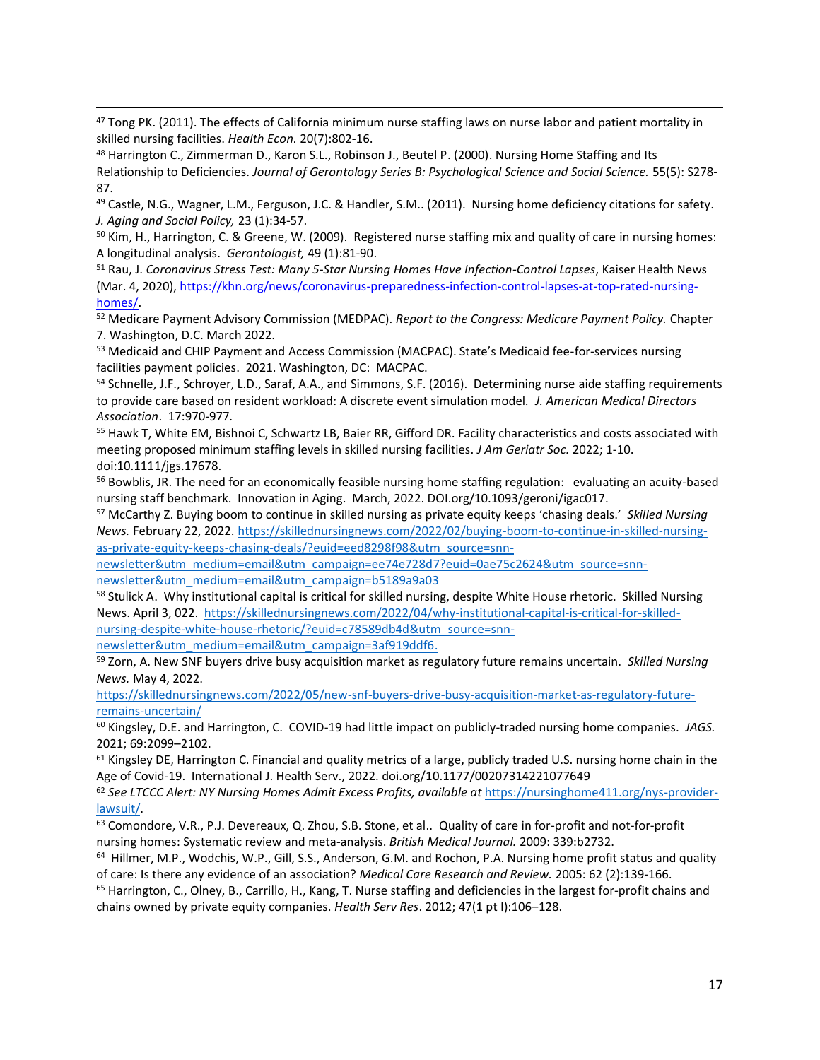[47] Tong PK. (2011). The effects of California minimum nurse staffing laws on nurse labor and patient mortality in skilled nursing facilities. *Health Econ.* 20(7):802-16.

[48] Harrington C., Zimmerman D., Karon S.L., Robinson J., Beutel P. (2000). Nursing Home Staffing and Its Relationship to Deficiencies. *Journal of Gerontology Series B: Psychological Science and Social Science.* 55(5): S278-87.

[49] Castle, N.G., Wagner, L.M., Ferguson, J.C. & Handler, S.M.. (2011). Nursing home deficiency citations for safety. *J. Aging and Social Policy,* 23 (1):34-57.

[50] Kim, H., Harrington, C. & Greene, W. (2009). Registered nurse staffing mix and quality of care in nursing homes: A longitudinal analysis. *Gerontologist,* 49 (1):81-90.

[51] Rau, J. *Coronavirus Stress Test: Many 5-Star Nursing Homes Have Infection-Control Lapses*, Kaiser Health News (Mar. 4, 2020), [https://khn.org/news/coronavirus-preparedness-infection-control-lapses-at-top-rated-nursing-homes/](https://khn.org/news/coronavirus-preparedness-infection-control-lapses-at-top-rated-nursing-homes/).

[52] Medicare Payment Advisory Commission (MEDPAC). *Report to the Congress: Medicare Payment Policy.* Chapter 7. Washington, D.C. March 2022.

[53] Medicaid and CHIP Payment and Access Commission (MACPAC). State's Medicaid fee-for-services nursing facilities payment policies. 2021. Washington, DC: MACPAC.

[54] Schnelle, J.F., Schroyer, L.D., Saraf, A.A., and Simmons, S.F. (2016). Determining nurse aide staffing requirements to provide care based on resident workload: A discrete event simulation model. *J. American Medical Directors Association*. 17:970-977.

[55] Hawk T, White EM, Bishnoi C, Schwartz LB, Baier RR, Gifford DR. Facility characteristics and costs associated with meeting proposed minimum staffing levels in skilled nursing facilities. *J Am Geriatr Soc.* 2022; 1-10. doi:10.1111/jgs.17678.

[56] Bowblis, JR. The need for an economically feasible nursing home staffing regulation: evaluating an acuity-based nursing staff benchmark. Innovation in Aging. March, 2022. DOI.org/10.1093/geroni/igac017.

[57] McCarthy Z. Buying boom to continue in skilled nursing as private equity keeps 'chasing deals.' *Skilled Nursing News.* February 22, 2022. [https://skillednursingnews.com/2022/02/buying-boom-to-continue-in-skilled-nursing-as-private-equity-keeps-chasing-deals/?euid=eed8298f98&utm_source=snn-newsletter&utm_medium=email&utm_campaign=ee74e728d7?euid=0ae75c2624&utm_source=snn-newsletter&utm_medium=email&utm_campaign=b5189a9a03](https://skillednursingnews.com/2022/02/buying-boom-to-continue-in-skilled-nursing-as-private-equity-keeps-chasing-deals/?euid=eed8298f98&utm_source=snn-newsletter&utm_medium=email&utm_campaign=ee74e728d7?euid=0ae75c2624&utm_source=snn-newsletter&utm_medium=email&utm_campaign=b5189a9a03)

[58] Stulick A. Why institutional capital is critical for skilled nursing, despite White House rhetoric. Skilled Nursing News. April 3, 022. [https://skillednursingnews.com/2022/04/why-institutional-capital-is-critical-for-skilled-nursing-despite-white-house-rhetoric/?euid=c78589db4d&utm_source=snn-newsletter&utm_medium=email&utm_campaign=3af919ddf6.](https://skillednursingnews.com/2022/04/why-institutional-capital-is-critical-for-skilled-nursing-despite-white-house-rhetoric/?euid=c78589db4d&utm_source=snn-newsletter&utm_medium=email&utm_campaign=3af919ddf6)

[59] Zorn, A. New SNF buyers drive busy acquisition market as regulatory future remains uncertain. *Skilled Nursing News.* May 4, 2022.
[https://skillednursingnews.com/2022/05/new-snf-buyers-drive-busy-acquisition-market-as-regulatory-future-remains-uncertain/](https://skillednursingnews.com/2022/05/new-snf-buyers-drive-busy-acquisition-market-as-regulatory-future-remains-uncertain/)

[60] Kingsley, D.E. and Harrington, C. COVID-19 had little impact on publicly-traded nursing home companies. *JAGS.* 2021; 69:2099–2102.

[61] Kingsley DE, Harrington C. Financial and quality metrics of a large, publicly traded U.S. nursing home chain in the Age of Covid-19. International J. Health Serv., 2022. doi.org/10.1177/00207314221077649

[62] *See LTCCC Alert: NY Nursing Homes Admit Excess Profits, available at* [https://nursinghome411.org/nys-provider-lawsuit/](https://nursinghome411.org/nys-provider-lawsuit/).

[63] Comondore, V.R., P.J. Devereaux, Q. Zhou, S.B. Stone, et al.. Quality of care in for-profit and not-for-profit nursing homes: Systematic review and meta-analysis. *British Medical Journal.* 2009: 339:b2732.

[64] Hillmer, M.P., Wodchis, W.P., Gill, S.S., Anderson, G.M. and Rochon, P.A. Nursing home profit status and quality of care: Is there any evidence of an association? *Medical Care Research and Review.* 2005: 62 (2):139-166.

[65] Harrington, C., Olney, B., Carrillo, H., Kang, T. Nurse staffing and deficiencies in the largest for-profit chains and chains owned by private equity companies. *Health Serv Res*. 2012; 47(1 pt I):106–128.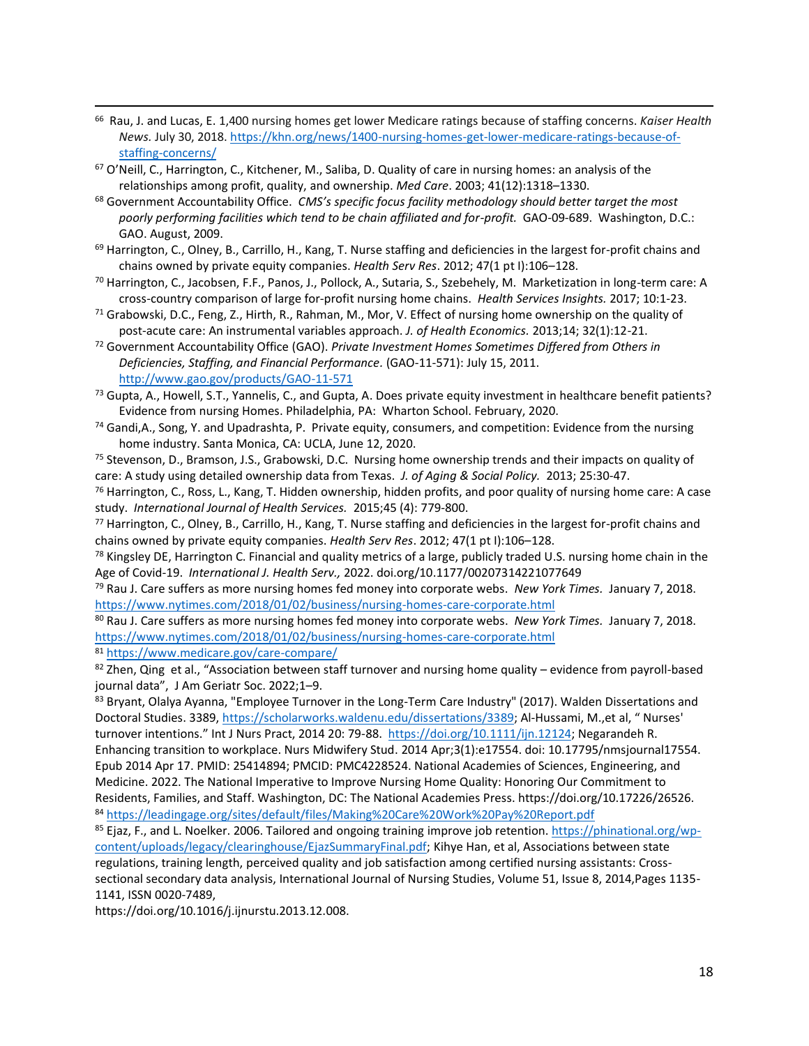[66] Rau, J. and Lucas, E. 1,400 nursing homes get lower Medicare ratings because of staffing concerns. *Kaiser Health News.* July 30, 2018. https://khn.org/news/1400-nursing-homes-get-lower-medicare-ratings-because-of-staffing-concerns/

[67] O'Neill, C., Harrington, C., Kitchener, M., Saliba, D. Quality of care in nursing homes: an analysis of the relationships among profit, quality, and ownership. *Med Care*. 2003; 41(12):1318–1330.

[68] Government Accountability Office. *CMS's specific focus facility methodology should better target the most poorly performing facilities which tend to be chain affiliated and for-profit.* GAO-09-689. Washington, D.C.: GAO. August, 2009.

[69] Harrington, C., Olney, B., Carrillo, H., Kang, T. Nurse staffing and deficiencies in the largest for-profit chains and chains owned by private equity companies. *Health Serv Res*. 2012; 47(1 pt I):106–128.

[70] Harrington, C., Jacobsen, F.F., Panos, J., Pollock, A., Sutaria, S., Szebehely, M. Marketization in long-term care: A cross-country comparison of large for-profit nursing home chains. *Health Services Insights.* 2017; 10:1-23.

[71] Grabowski, D.C., Feng, Z., Hirth, R., Rahman, M., Mor, V. Effect of nursing home ownership on the quality of post-acute care: An instrumental variables approach. *J. of Health Economics.* 2013;14; 32(1):12-21.

[72] Government Accountability Office (GAO). *Private Investment Homes Sometimes Differed from Others in Deficiencies, Staffing, and Financial Performance*. (GAO-11-571): July 15, 2011. http://www.gao.gov/products/GAO-11-571

[73] Gupta, A., Howell, S.T., Yannelis, C., and Gupta, A. Does private equity investment in healthcare benefit patients? Evidence from nursing Homes. Philadelphia, PA: Wharton School. February, 2020.

[74] Gandi,A., Song, Y. and Upadrashta, P. Private equity, consumers, and competition: Evidence from the nursing home industry. Santa Monica, CA: UCLA, June 12, 2020.

[75] Stevenson, D., Bramson, J.S., Grabowski, D.C. Nursing home ownership trends and their impacts on quality of care: A study using detailed ownership data from Texas. *J. of Aging & Social Policy.* 2013; 25:30-47.

[76] Harrington, C., Ross, L., Kang, T. Hidden ownership, hidden profits, and poor quality of nursing home care: A case study. *International Journal of Health Services.* 2015;45 (4): 779-800.

[77] Harrington, C., Olney, B., Carrillo, H., Kang, T. Nurse staffing and deficiencies in the largest for-profit chains and chains owned by private equity companies. *Health Serv Res*. 2012; 47(1 pt I):106–128.

[78] Kingsley DE, Harrington C. Financial and quality metrics of a large, publicly traded U.S. nursing home chain in the Age of Covid-19. *International J. Health Serv.,* 2022. doi.org/10.1177/00207314221077649

[79] Rau J. Care suffers as more nursing homes fed money into corporate webs. *New York Times.* January 7, 2018. https://www.nytimes.com/2018/01/02/business/nursing-homes-care-corporate.html

[80] Rau J. Care suffers as more nursing homes fed money into corporate webs. *New York Times.* January 7, 2018. https://www.nytimes.com/2018/01/02/business/nursing-homes-care-corporate.html

[81] https://www.medicare.gov/care-compare/

[82] Zhen, Qing et al., "Association between staff turnover and nursing home quality – evidence from payroll-based journal data", J Am Geriatr Soc. 2022;1–9.

[83] Bryant, Olalya Ayanna, "Employee Turnover in the Long-Term Care Industry" (2017). Walden Dissertations and Doctoral Studies. 3389, https://scholarworks.waldenu.edu/dissertations/3389; Al-Hussami, M.,et al, " Nurses' turnover intentions." Int J Nurs Pract, 2014 20: 79-88. https://doi.org/10.1111/ijn.12124; Negarandeh R. Enhancing transition to workplace. Nurs Midwifery Stud. 2014 Apr;3(1):e17554. doi: 10.17795/nmsjournal17554. Epub 2014 Apr 17. PMID: 25414894; PMCID: PMC4228524. National Academies of Sciences, Engineering, and Medicine. 2022. The National Imperative to Improve Nursing Home Quality: Honoring Our Commitment to Residents, Families, and Staff. Washington, DC: The National Academies Press. https://doi.org/10.17226/26526.

[84] https://leadingage.org/sites/default/files/Making%20Care%20Work%20Pay%20Report.pdf

[85] Ejaz, F., and L. Noelker. 2006. Tailored and ongoing training improve job retention. https://phinational.org/wp-content/uploads/legacy/clearinghouse/EjazSummaryFinal.pdf; Kihye Han, et al, Associations between state regulations, training length, perceived quality and job satisfaction among certified nursing assistants: Cross-sectional secondary data analysis, International Journal of Nursing Studies, Volume 51, Issue 8, 2014,Pages 1135-1141, ISSN 0020-7489, https://doi.org/10.1016/j.ijnurstu.2013.12.008.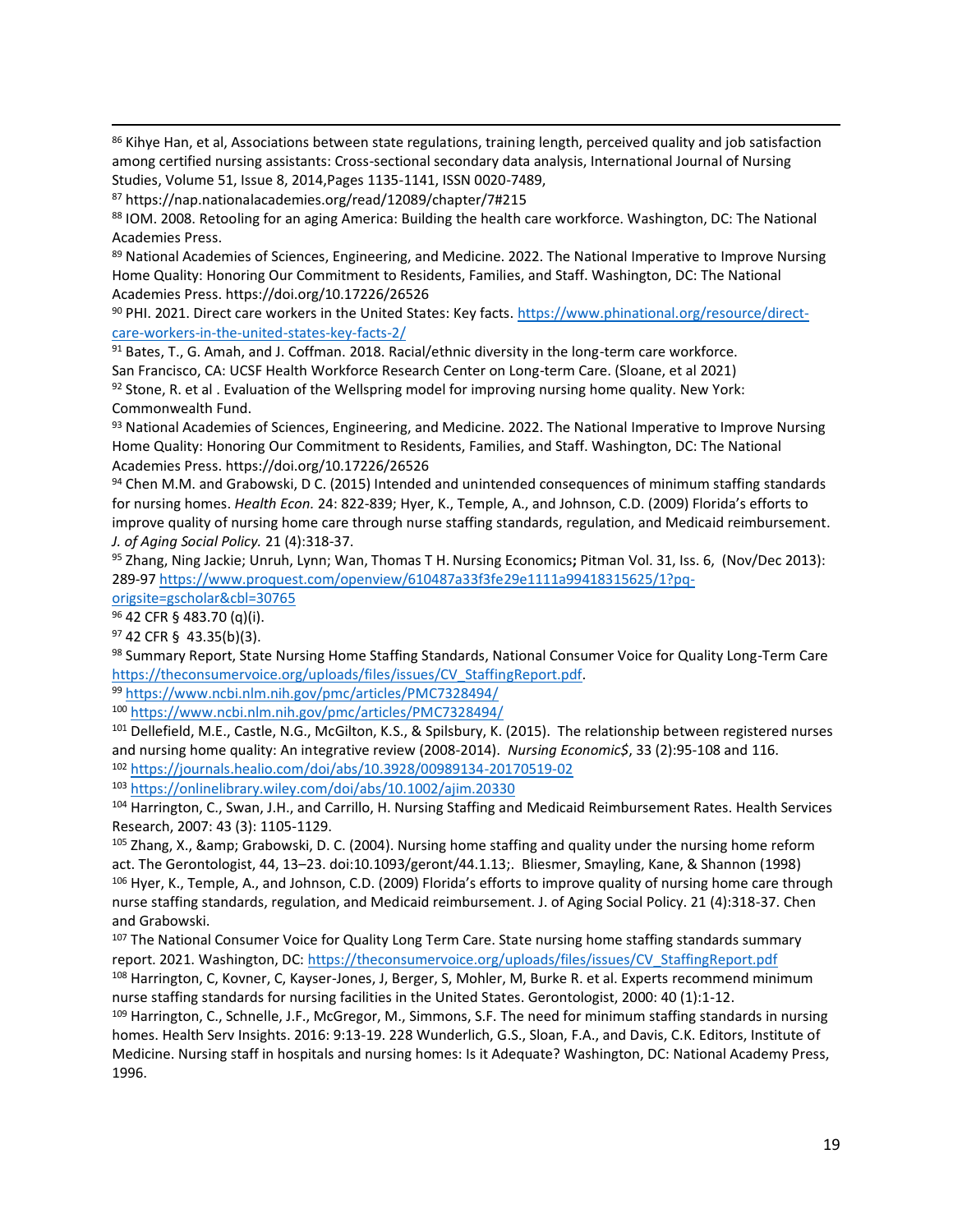---

[86] Kihye Han, et al, Associations between state regulations, training length, perceived quality and job satisfaction among certified nursing assistants: Cross-sectional secondary data analysis, International Journal of Nursing Studies, Volume 51, Issue 8, 2014,Pages 1135-1141, ISSN 0020-7489,

[87] https://nap.nationalacademies.org/read/12089/chapter/7#215

[88] IOM. 2008. Retooling for an aging America: Building the health care workforce. Washington, DC: The National Academies Press.

[89] National Academies of Sciences, Engineering, and Medicine. 2022. The National Imperative to Improve Nursing Home Quality: Honoring Our Commitment to Residents, Families, and Staff. Washington, DC: The National Academies Press. https://doi.org/10.17226/26526

[90] PHI. 2021. Direct care workers in the United States: Key facts. https://www.phinational.org/resource/direct-care-workers-in-the-united-states-key-facts-2/

[91] Bates, T., G. Amah, and J. Coffman. 2018. Racial/ethnic diversity in the long-term care workforce. San Francisco, CA: UCSF Health Workforce Research Center on Long-term Care. (Sloane, et al 2021)

[92] Stone, R. et al . Evaluation of the Wellspring model for improving nursing home quality. New York: Commonwealth Fund.

[93] National Academies of Sciences, Engineering, and Medicine. 2022. The National Imperative to Improve Nursing Home Quality: Honoring Our Commitment to Residents, Families, and Staff. Washington, DC: The National Academies Press. https://doi.org/10.17226/26526

[94] Chen M.M. and Grabowski, D C. (2015) Intended and unintended consequences of minimum staffing standards for nursing homes. *Health Econ.* 24: 822-839; Hyer, K., Temple, A., and Johnson, C.D. (2009) Florida's efforts to improve quality of nursing home care through nurse staffing standards, regulation, and Medicaid reimbursement. *J. of Aging Social Policy.* 21 (4):318-37.

[95] Zhang, Ning Jackie; Unruh, Lynn; Wan, Thomas T H. Nursing Economics**;** Pitman Vol. 31, Iss. 6, (Nov/Dec 2013): 289-97 https://www.proquest.com/openview/610487a33f3fe29e1111a99418315625/1?pq-origsite=gscholar&cbl=30765

[96] 42 CFR § 483.70 (q)(i).

[97] 42 CFR § 43.35(b)(3).

[98] Summary Report, State Nursing Home Staffing Standards, National Consumer Voice for Quality Long-Term Care https://theconsumervoice.org/uploads/files/issues/CV_StaffingReport.pdf.

[99] https://www.ncbi.nlm.nih.gov/pmc/articles/PMC7328494/

[100] https://www.ncbi.nlm.nih.gov/pmc/articles/PMC7328494/

[101] Dellefield, M.E., Castle, N.G., McGilton, K.S., & Spilsbury, K. (2015). The relationship between registered nurses and nursing home quality: An integrative review (2008-2014). *Nursing Economic$*, 33 (2):95-108 and 116.

[102] https://journals.healio.com/doi/abs/10.3928/00989134-20170519-02

[103] https://onlinelibrary.wiley.com/doi/abs/10.1002/ajim.20330

[104] Harrington, C., Swan, J.H., and Carrillo, H. Nursing Staffing and Medicaid Reimbursement Rates. Health Services Research, 2007: 43 (3): 1105-1129.

[105] Zhang, X., &amp; Grabowski, D. C. (2004). Nursing home staffing and quality under the nursing home reform act. The Gerontologist, 44, 13–23. doi:10.1093/geront/44.1.13;. Bliesmer, Smayling, Kane, & Shannon (1998)

[106] Hyer, K., Temple, A., and Johnson, C.D. (2009) Florida's efforts to improve quality of nursing home care through nurse staffing standards, regulation, and Medicaid reimbursement. J. of Aging Social Policy. 21 (4):318-37. Chen and Grabowski.

[107] The National Consumer Voice for Quality Long Term Care. State nursing home staffing standards summary report. 2021. Washington, DC: https://theconsumervoice.org/uploads/files/issues/CV_StaffingReport.pdf

[108] Harrington, C, Kovner, C, Kayser-Jones, J, Berger, S, Mohler, M, Burke R. et al. Experts recommend minimum nurse staffing standards for nursing facilities in the United States. Gerontologist, 2000: 40 (1):1-12.

[109] Harrington, C., Schnelle, J.F., McGregor, M., Simmons, S.F. The need for minimum staffing standards in nursing homes. Health Serv Insights. 2016: 9:13-19. 228 Wunderlich, G.S., Sloan, F.A., and Davis, C.K. Editors, Institute of Medicine. Nursing staff in hospitals and nursing homes: Is it Adequate? Washington, DC: National Academy Press, 1996.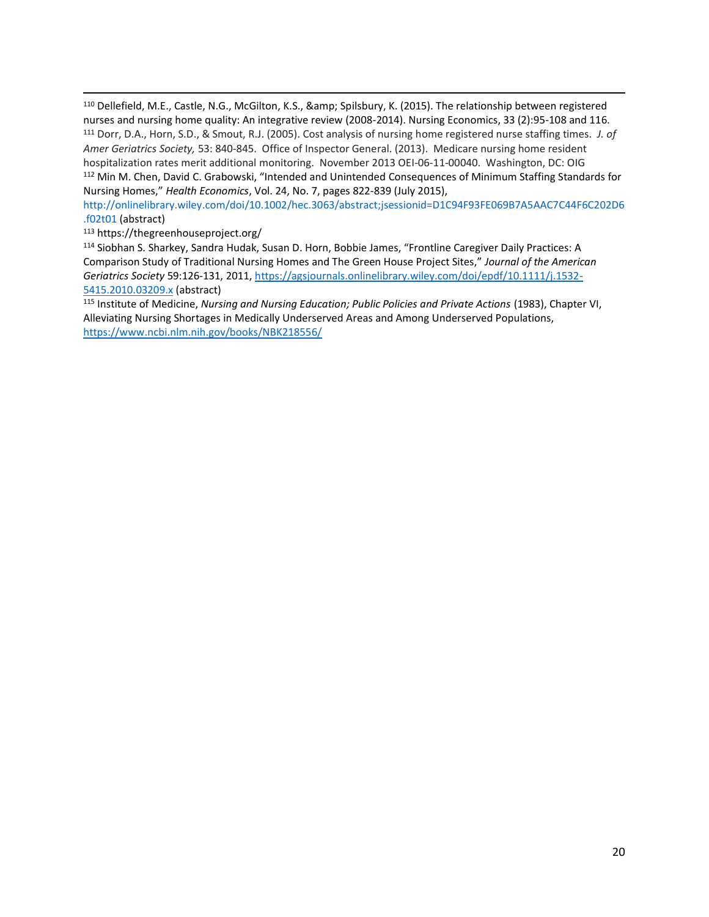[110] Dellefield, M.E., Castle, N.G., McGilton, K.S., &amp; Spilsbury, K. (2015). The relationship between registered nurses and nursing home quality: An integrative review (2008-2014). Nursing Economics, 33 (2):95-108 and 116.

[111] Dorr, D.A., Horn, S.D., & Smout, R.J. (2005). Cost analysis of nursing home registered nurse staffing times. *J. of Amer Geriatrics Society,* 53: 840-845. Office of Inspector General. (2013). Medicare nursing home resident hospitalization rates merit additional monitoring. November 2013 OEI-06-11-00040. Washington, DC: OIG

[112] Min M. Chen, David C. Grabowski, "Intended and Unintended Consequences of Minimum Staffing Standards for Nursing Homes," *Health Economics*, Vol. 24, No. 7, pages 822-839 (July 2015), http://onlinelibrary.wiley.com/doi/10.1002/hec.3063/abstract;jsessionid=D1C94F93FE069B7A5AAC7C44F6C202D6.f02t01 (abstract)

[113] https://thegreenhouseproject.org/

[114] Siobhan S. Sharkey, Sandra Hudak, Susan D. Horn, Bobbie James, "Frontline Caregiver Daily Practices: A Comparison Study of Traditional Nursing Homes and The Green House Project Sites," *Journal of the American Geriatrics Society* 59:126-131, 2011, https://agsjournals.onlinelibrary.wiley.com/doi/epdf/10.1111/j.1532-5415.2010.03209.x (abstract)

[115] Institute of Medicine, *Nursing and Nursing Education; Public Policies and Private Actions* (1983), Chapter VI, Alleviating Nursing Shortages in Medically Underserved Areas and Among Underserved Populations, https://www.ncbi.nlm.nih.gov/books/NBK218556/